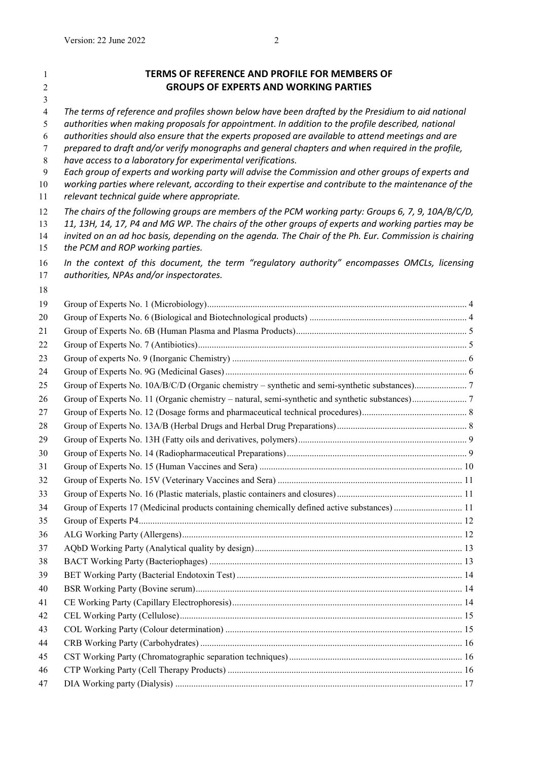# TERMS OF REFERENCE AND PROFILE FOR MEMBERS OF GROUPS OF EXPERTS AND WORKING PARTIES

*The terms of reference and profiles shown below have been drafted by the Presidium to aid national authorities when making proposals for appointment. In addition to the profile described, national authorities should also ensure that the experts proposed are available to attend meetings and are prepared to draft and/or verify monographs and general chapters and when required in the profile, have access to a laboratory for experimental verifications.*

*Each group of experts and working party will advise the Commission and other groups of experts and working parties where relevant, according to their expertise and contribute to the maintenance of the relevant technical guide where appropriate.*

*The chairs of the following groups are members of the PCM working party: Groups 6, 7, 9, 10A/B/C/D, 11, 13H, 14, 17, P4 and MG WP. The chairs of the other groups of experts and working parties may be invited on an ad hoc basis, depending on the agenda. The Chair of the Ph. Eur. Commission is chairing the PCM and ROP working parties.*

*In the context of this document, the term "regulatory authority" encompasses OMCLs, licensing authorities, NPAs and/or inspectorates.*

- Group of Experts No. 1 (Microbiology) ... 4
- Group of Experts No. 6 (Biological and Biotechnological products) ... 4
- Group of Experts No. 6B (Human Plasma and Plasma Products) ... 5
- Group of Experts No. 7 (Antibiotics) ... 5
- Group of experts No. 9 (Inorganic Chemistry) ... 6
- Group of Experts No. 9G (Medicinal Gases) ... 6
- Group of Experts No. 10A/B/C/D (Organic chemistry – synthetic and semi-synthetic substances) ... 7
- Group of Experts No. 11 (Organic chemistry – natural, semi-synthetic and synthetic substances) ... 7
- Group of Experts No. 12 (Dosage forms and pharmaceutical technical procedures) ... 8
- Group of Experts No. 13A/B (Herbal Drugs and Herbal Drug Preparations) ... 8
- Group of Experts No. 13H (Fatty oils and derivatives, polymers) ... 9
- Group of Experts No. 14 (Radiopharmaceutical Preparations) ... 9
- Group of Experts No. 15 (Human Vaccines and Sera) ... 10
- Group of Experts No. 15V (Veterinary Vaccines and Sera) ... 11
- Group of Experts No. 16 (Plastic materials, plastic containers and closures) ... 11
- Group of Experts 17 (Medicinal products containing chemically defined active substances) ... 11
- Group of Experts P4 ... 12
- ALG Working Party (Allergens) ... 12
- AQbD Working Party (Analytical quality by design) ... 13
- BACT Working Party (Bacteriophages) ... 13
- BET Working Party (Bacterial Endotoxin Test) ... 14
- BSR Working Party (Bovine serum) ... 14
- CE Working Party (Capillary Electrophoresis) ... 14
- CEL Working Party (Cellulose) ... 15
- COL Working Party (Colour determination) ... 15
- CRB Working Party (Carbohydrates) ... 16
- CST Working Party (Chromatographic separation techniques) ... 16
- CTP Working Party (Cell Therapy Products) ... 16
- DIA Working party (Dialysis) ... 17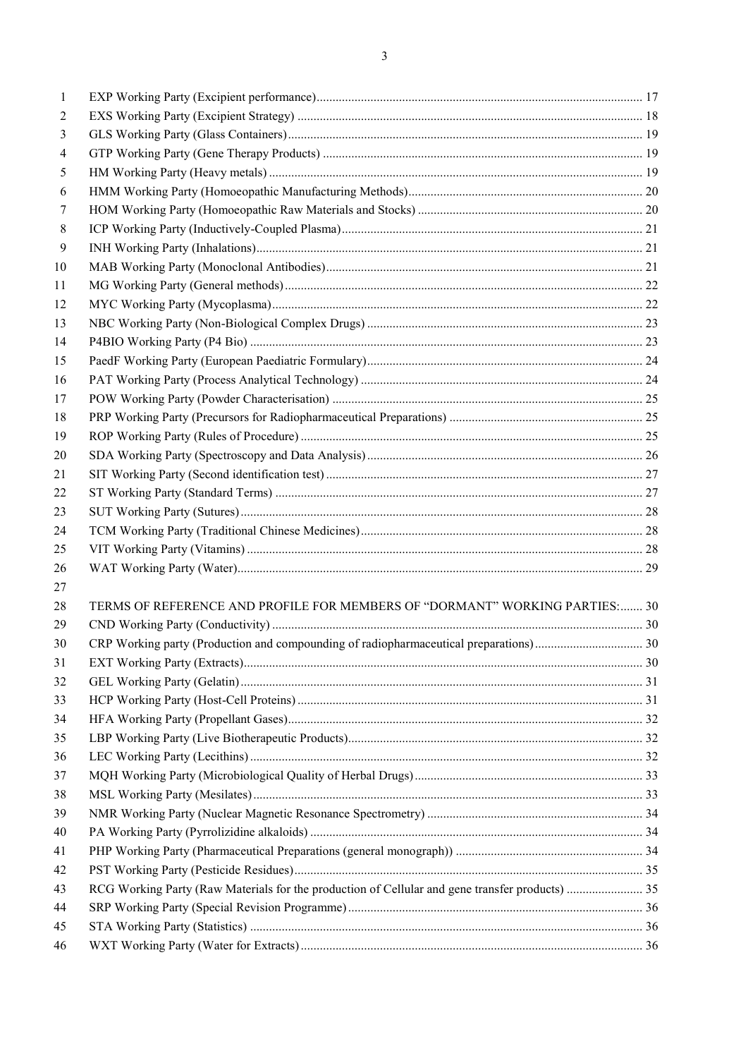EXP Working Party (Excipient performance) ..... 17
EXS Working Party (Excipient Strategy) ..... 18
GLS Working Party (Glass Containers) ..... 19
GTP Working Party (Gene Therapy Products) ..... 19
HM Working Party (Heavy metals) ..... 19
HMM Working Party (Homoeopathic Manufacturing Methods) ..... 20
HOM Working Party (Homoeopathic Raw Materials and Stocks) ..... 20
ICP Working Party (Inductively-Coupled Plasma) ..... 21
INH Working Party (Inhalations) ..... 21
MAB Working Party (Monoclonal Antibodies) ..... 21
MG Working Party (General methods) ..... 22
MYC Working Party (Mycoplasma) ..... 22
NBC Working Party (Non-Biological Complex Drugs) ..... 23
P4BIO Working Party (P4 Bio) ..... 23
PaedF Working Party (European Paediatric Formulary) ..... 24
PAT Working Party (Process Analytical Technology) ..... 24
POW Working Party (Powder Characterisation) ..... 25
PRP Working Party (Precursors for Radiopharmaceutical Preparations) ..... 25
ROP Working Party (Rules of Procedure) ..... 25
SDA Working Party (Spectroscopy and Data Analysis) ..... 26
SIT Working Party (Second identification test) ..... 27
ST Working Party (Standard Terms) ..... 27
SUT Working Party (Sutures) ..... 28
TCM Working Party (Traditional Chinese Medicines) ..... 28
VIT Working Party (Vitamins) ..... 28
WAT Working Party (Water) ..... 29

TERMS OF REFERENCE AND PROFILE FOR MEMBERS OF "DORMANT" WORKING PARTIES: ..... 30
CND Working Party (Conductivity) ..... 30
CRP Working party (Production and compounding of radiopharmaceutical preparations) ..... 30
EXT Working Party (Extracts) ..... 30
GEL Working Party (Gelatin) ..... 31
HCP Working Party (Host-Cell Proteins) ..... 31
HFA Working Party (Propellant Gases) ..... 32
LBP Working Party (Live Biotherapeutic Products) ..... 32
LEC Working Party (Lecithins) ..... 32
MQH Working Party (Microbiological Quality of Herbal Drugs) ..... 33
MSL Working Party (Mesilates) ..... 33
NMR Working Party (Nuclear Magnetic Resonance Spectrometry) ..... 34
PA Working Party (Pyrrolizidine alkaloids) ..... 34
PHP Working Party (Pharmaceutical Preparations (general monograph)) ..... 34
PST Working Party (Pesticide Residues) ..... 35
RCG Working Party (Raw Materials for the production of Cellular and gene transfer products) ..... 35
SRP Working Party (Special Revision Programme) ..... 36
STA Working Party (Statistics) ..... 36
WXT Working Party (Water for Extracts) ..... 36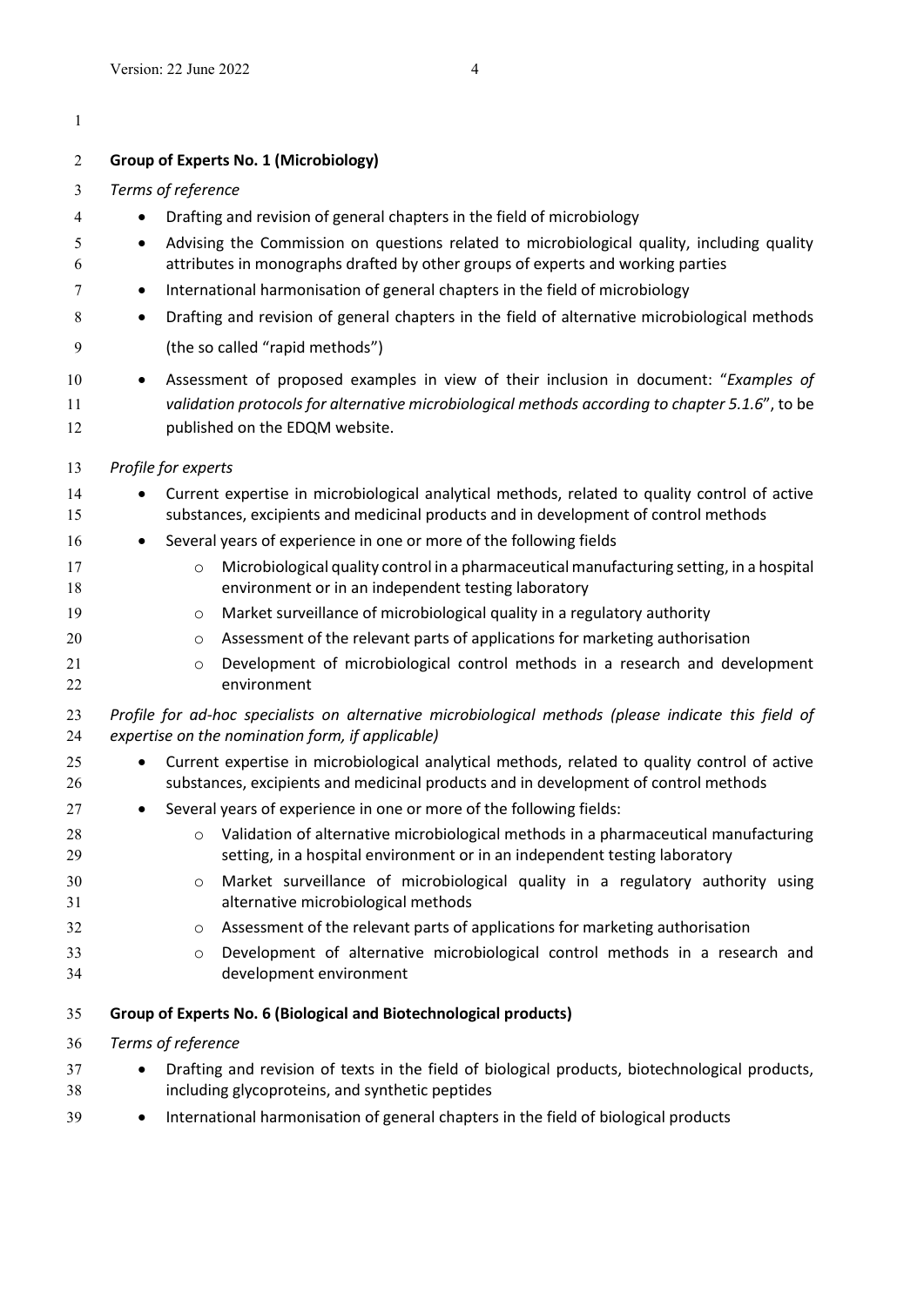**Group of Experts No. 1 (Microbiology)**

*Terms of reference*

- Drafting and revision of general chapters in the field of microbiology
- Advising the Commission on questions related to microbiological quality, including quality attributes in monographs drafted by other groups of experts and working parties
- International harmonisation of general chapters in the field of microbiology
- Drafting and revision of general chapters in the field of alternative microbiological methods (the so called "rapid methods")
- Assessment of proposed examples in view of their inclusion in document: "*Examples of validation protocols for alternative microbiological methods according to chapter 5.1.6*", to be published on the EDQM website.

*Profile for experts*

- Current expertise in microbiological analytical methods, related to quality control of active substances, excipients and medicinal products and in development of control methods
- Several years of experience in one or more of the following fields
  - Microbiological quality control in a pharmaceutical manufacturing setting, in a hospital environment or in an independent testing laboratory
  - Market surveillance of microbiological quality in a regulatory authority
  - Assessment of the relevant parts of applications for marketing authorisation
  - Development of microbiological control methods in a research and development environment

*Profile for ad-hoc specialists on alternative microbiological methods (please indicate this field of expertise on the nomination form, if applicable)*

- Current expertise in microbiological analytical methods, related to quality control of active substances, excipients and medicinal products and in development of control methods
- Several years of experience in one or more of the following fields:
  - Validation of alternative microbiological methods in a pharmaceutical manufacturing setting, in a hospital environment or in an independent testing laboratory
  - Market surveillance of microbiological quality in a regulatory authority using alternative microbiological methods
  - Assessment of the relevant parts of applications for marketing authorisation
  - Development of alternative microbiological control methods in a research and development environment

**Group of Experts No. 6 (Biological and Biotechnological products)**

*Terms of reference*

- Drafting and revision of texts in the field of biological products, biotechnological products, including glycoproteins, and synthetic peptides
- International harmonisation of general chapters in the field of biological products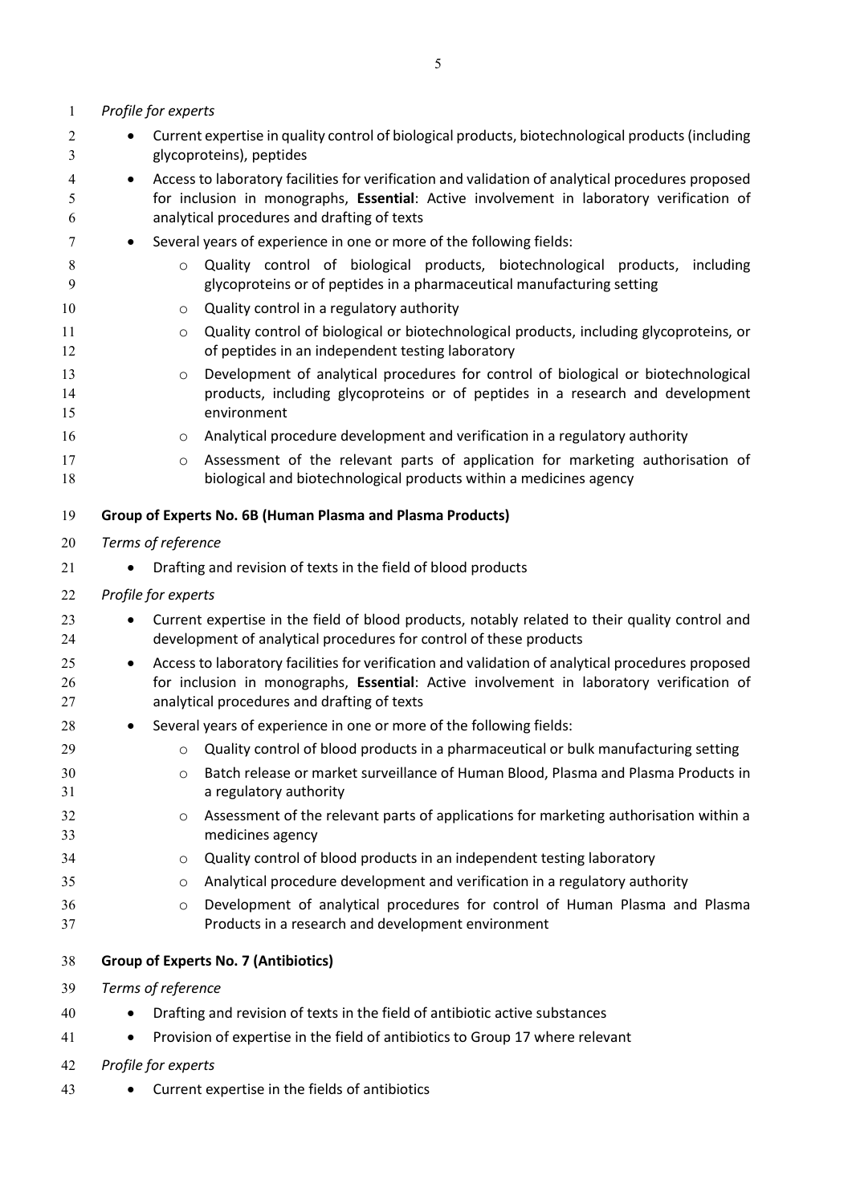*Profile for experts*

- Current expertise in quality control of biological products, biotechnological products (including glycoproteins), peptides
- Access to laboratory facilities for verification and validation of analytical procedures proposed for inclusion in monographs, **Essential**: Active involvement in laboratory verification of analytical procedures and drafting of texts
- Several years of experience in one or more of the following fields:
  - Quality control of biological products, biotechnological products, including glycoproteins or of peptides in a pharmaceutical manufacturing setting
  - Quality control in a regulatory authority
  - Quality control of biological or biotechnological products, including glycoproteins, or of peptides in an independent testing laboratory
  - Development of analytical procedures for control of biological or biotechnological products, including glycoproteins or of peptides in a research and development environment
  - Analytical procedure development and verification in a regulatory authority
  - Assessment of the relevant parts of application for marketing authorisation of biological and biotechnological products within a medicines agency

**Group of Experts No. 6B (Human Plasma and Plasma Products)**

*Terms of reference*

- Drafting and revision of texts in the field of blood products

*Profile for experts*

- Current expertise in the field of blood products, notably related to their quality control and development of analytical procedures for control of these products
- Access to laboratory facilities for verification and validation of analytical procedures proposed for inclusion in monographs, **Essential**: Active involvement in laboratory verification of analytical procedures and drafting of texts
- Several years of experience in one or more of the following fields:
  - Quality control of blood products in a pharmaceutical or bulk manufacturing setting
  - Batch release or market surveillance of Human Blood, Plasma and Plasma Products in a regulatory authority
  - Assessment of the relevant parts of applications for marketing authorisation within a medicines agency
  - Quality control of blood products in an independent testing laboratory
  - Analytical procedure development and verification in a regulatory authority
  - Development of analytical procedures for control of Human Plasma and Plasma Products in a research and development environment

**Group of Experts No. 7 (Antibiotics)**

*Terms of reference*

- Drafting and revision of texts in the field of antibiotic active substances
- Provision of expertise in the field of antibiotics to Group 17 where relevant

*Profile for experts*

- Current expertise in the fields of antibiotics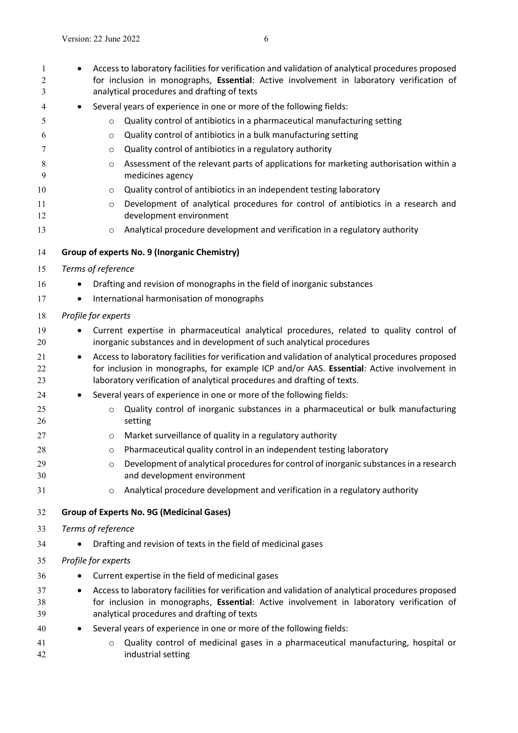- Access to laboratory facilities for verification and validation of analytical procedures proposed for inclusion in monographs, **Essential**: Active involvement in laboratory verification of analytical procedures and drafting of texts
- Several years of experience in one or more of the following fields:
  - Quality control of antibiotics in a pharmaceutical manufacturing setting
  - Quality control of antibiotics in a bulk manufacturing setting
  - Quality control of antibiotics in a regulatory authority
  - Assessment of the relevant parts of applications for marketing authorisation within a medicines agency
  - Quality control of antibiotics in an independent testing laboratory
  - Development of analytical procedures for control of antibiotics in a research and development environment
  - Analytical procedure development and verification in a regulatory authority

**Group of experts No. 9 (Inorganic Chemistry)**

*Terms of reference*

- Drafting and revision of monographs in the field of inorganic substances
- International harmonisation of monographs

*Profile for experts*

- Current expertise in pharmaceutical analytical procedures, related to quality control of inorganic substances and in development of such analytical procedures
- Access to laboratory facilities for verification and validation of analytical procedures proposed for inclusion in monographs, for example ICP and/or AAS. **Essential**: Active involvement in laboratory verification of analytical procedures and drafting of texts.
- Several years of experience in one or more of the following fields:
  - Quality control of inorganic substances in a pharmaceutical or bulk manufacturing setting
  - Market surveillance of quality in a regulatory authority
  - Pharmaceutical quality control in an independent testing laboratory
  - Development of analytical procedures for control of inorganic substances in a research and development environment
  - Analytical procedure development and verification in a regulatory authority

**Group of Experts No. 9G (Medicinal Gases)**

*Terms of reference*

- Drafting and revision of texts in the field of medicinal gases

*Profile for experts*

- Current expertise in the field of medicinal gases
- Access to laboratory facilities for verification and validation of analytical procedures proposed for inclusion in monographs, **Essential**: Active involvement in laboratory verification of analytical procedures and drafting of texts
- Several years of experience in one or more of the following fields:
  - Quality control of medicinal gases in a pharmaceutical manufacturing, hospital or industrial setting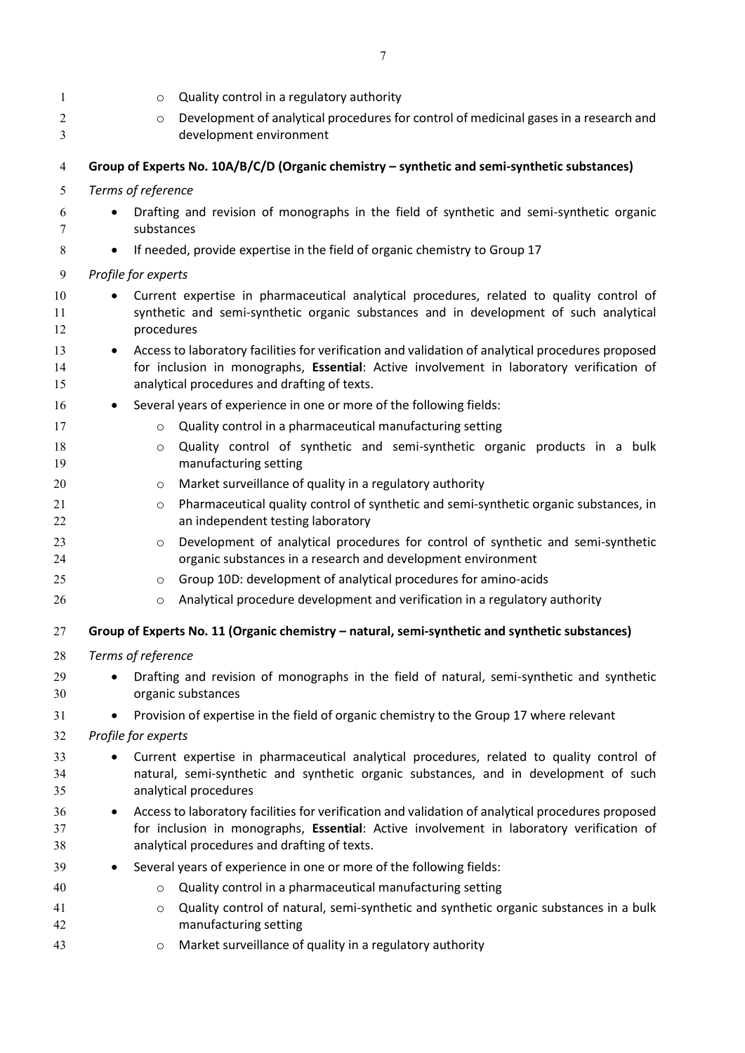- Quality control in a regulatory authority
    - Development of analytical procedures for control of medicinal gases in a research and development environment

**Group of Experts No. 10A/B/C/D (Organic chemistry – synthetic and semi-synthetic substances)**

*Terms of reference*

- Drafting and revision of monographs in the field of synthetic and semi-synthetic organic substances
- If needed, provide expertise in the field of organic chemistry to Group 17

*Profile for experts*

- Current expertise in pharmaceutical analytical procedures, related to quality control of synthetic and semi-synthetic organic substances and in development of such analytical procedures
- Access to laboratory facilities for verification and validation of analytical procedures proposed for inclusion in monographs, **Essential**: Active involvement in laboratory verification of analytical procedures and drafting of texts.
- Several years of experience in one or more of the following fields:
    - Quality control in a pharmaceutical manufacturing setting
    - Quality control of synthetic and semi-synthetic organic products in a bulk manufacturing setting
    - Market surveillance of quality in a regulatory authority
    - Pharmaceutical quality control of synthetic and semi-synthetic organic substances, in an independent testing laboratory
    - Development of analytical procedures for control of synthetic and semi-synthetic organic substances in a research and development environment
    - Group 10D: development of analytical procedures for amino-acids
    - Analytical procedure development and verification in a regulatory authority

**Group of Experts No. 11 (Organic chemistry – natural, semi-synthetic and synthetic substances)**

*Terms of reference*

- Drafting and revision of monographs in the field of natural, semi-synthetic and synthetic organic substances
- Provision of expertise in the field of organic chemistry to the Group 17 where relevant

*Profile for experts*

- Current expertise in pharmaceutical analytical procedures, related to quality control of natural, semi-synthetic and synthetic organic substances, and in development of such analytical procedures
- Access to laboratory facilities for verification and validation of analytical procedures proposed for inclusion in monographs, **Essential**: Active involvement in laboratory verification of analytical procedures and drafting of texts.
- Several years of experience in one or more of the following fields:
    - Quality control in a pharmaceutical manufacturing setting
    - Quality control of natural, semi-synthetic and synthetic organic substances in a bulk manufacturing setting
    - Market surveillance of quality in a regulatory authority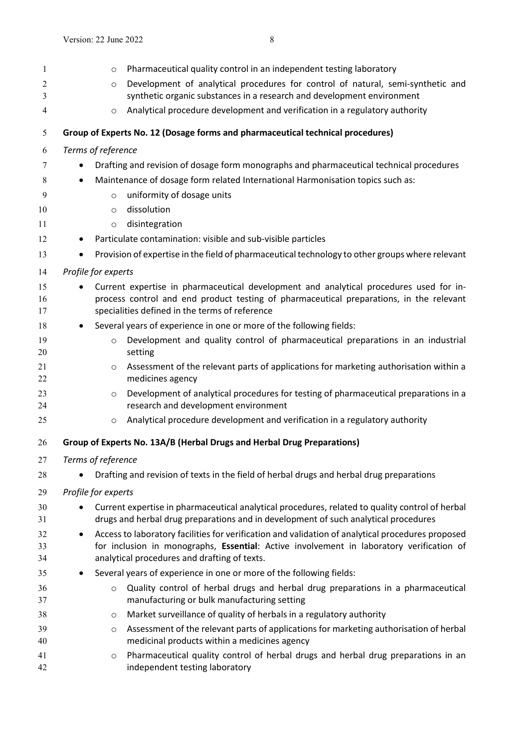- Pharmaceutical quality control in an independent testing laboratory
- Development of analytical procedures for control of natural, semi-synthetic and synthetic organic substances in a research and development environment
- Analytical procedure development and verification in a regulatory authority

**Group of Experts No. 12 (Dosage forms and pharmaceutical technical procedures)**

*Terms of reference*

- Drafting and revision of dosage form monographs and pharmaceutical technical procedures
- Maintenance of dosage form related International Harmonisation topics such as:
  - uniformity of dosage units
  - dissolution
  - disintegration
- Particulate contamination: visible and sub-visible particles
- Provision of expertise in the field of pharmaceutical technology to other groups where relevant

*Profile for experts*

- Current expertise in pharmaceutical development and analytical procedures used for in-process control and end product testing of pharmaceutical preparations, in the relevant specialities defined in the terms of reference
- Several years of experience in one or more of the following fields:
  - Development and quality control of pharmaceutical preparations in an industrial setting
  - Assessment of the relevant parts of applications for marketing authorisation within a medicines agency
  - Development of analytical procedures for testing of pharmaceutical preparations in a research and development environment
  - Analytical procedure development and verification in a regulatory authority

**Group of Experts No. 13A/B (Herbal Drugs and Herbal Drug Preparations)**

*Terms of reference*

- Drafting and revision of texts in the field of herbal drugs and herbal drug preparations

*Profile for experts*

- Current expertise in pharmaceutical analytical procedures, related to quality control of herbal drugs and herbal drug preparations and in development of such analytical procedures
- Access to laboratory facilities for verification and validation of analytical procedures proposed for inclusion in monographs, **Essential**: Active involvement in laboratory verification of analytical procedures and drafting of texts.
- Several years of experience in one or more of the following fields:
  - Quality control of herbal drugs and herbal drug preparations in a pharmaceutical manufacturing or bulk manufacturing setting
  - Market surveillance of quality of herbals in a regulatory authority
  - Assessment of the relevant parts of applications for marketing authorisation of herbal medicinal products within a medicines agency
  - Pharmaceutical quality control of herbal drugs and herbal drug preparations in an independent testing laboratory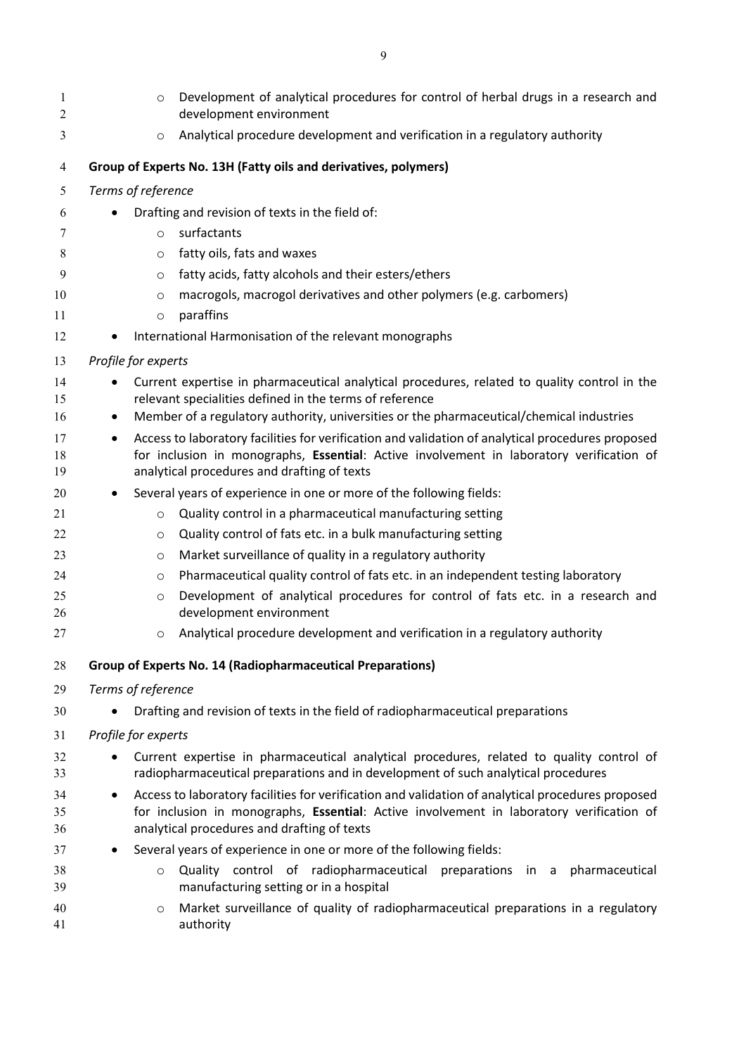- Development of analytical procedures for control of herbal drugs in a research and development environment
- Analytical procedure development and verification in a regulatory authority

**Group of Experts No. 13H (Fatty oils and derivatives, polymers)**

*Terms of reference*

- Drafting and revision of texts in the field of:
  - surfactants
  - fatty oils, fats and waxes
  - fatty acids, fatty alcohols and their esters/ethers
  - macrogols, macrogol derivatives and other polymers (e.g. carbomers)
  - paraffins
- International Harmonisation of the relevant monographs

*Profile for experts*

- Current expertise in pharmaceutical analytical procedures, related to quality control in the relevant specialities defined in the terms of reference
- Member of a regulatory authority, universities or the pharmaceutical/chemical industries
- Access to laboratory facilities for verification and validation of analytical procedures proposed for inclusion in monographs, **Essential**: Active involvement in laboratory verification of analytical procedures and drafting of texts
- Several years of experience in one or more of the following fields:
  - Quality control in a pharmaceutical manufacturing setting
  - Quality control of fats etc. in a bulk manufacturing setting
  - Market surveillance of quality in a regulatory authority
  - Pharmaceutical quality control of fats etc. in an independent testing laboratory
  - Development of analytical procedures for control of fats etc. in a research and development environment
  - Analytical procedure development and verification in a regulatory authority

**Group of Experts No. 14 (Radiopharmaceutical Preparations)**

*Terms of reference*

- Drafting and revision of texts in the field of radiopharmaceutical preparations

*Profile for experts*

- Current expertise in pharmaceutical analytical procedures, related to quality control of radiopharmaceutical preparations and in development of such analytical procedures
- Access to laboratory facilities for verification and validation of analytical procedures proposed for inclusion in monographs, **Essential**: Active involvement in laboratory verification of analytical procedures and drafting of texts
- Several years of experience in one or more of the following fields:
  - Quality control of radiopharmaceutical preparations in a pharmaceutical manufacturing setting or in a hospital
  - Market surveillance of quality of radiopharmaceutical preparations in a regulatory authority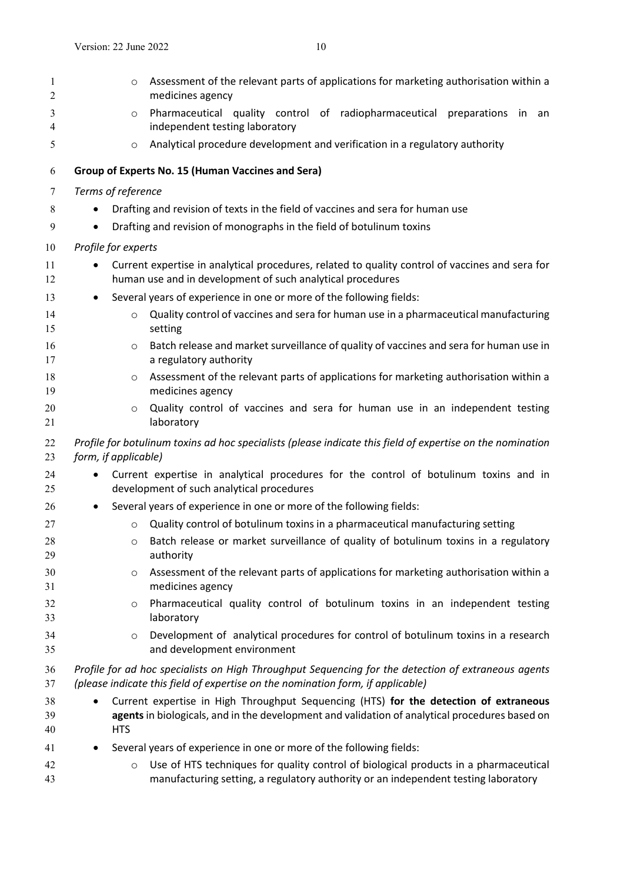- Assessment of the relevant parts of applications for marketing authorisation within a medicines agency
    - Pharmaceutical quality control of radiopharmaceutical preparations in an independent testing laboratory
    - Analytical procedure development and verification in a regulatory authority

**Group of Experts No. 15 (Human Vaccines and Sera)**

*Terms of reference*

- Drafting and revision of texts in the field of vaccines and sera for human use
- Drafting and revision of monographs in the field of botulinum toxins

*Profile for experts*

- Current expertise in analytical procedures, related to quality control of vaccines and sera for human use and in development of such analytical procedures
- Several years of experience in one or more of the following fields:
    - Quality control of vaccines and sera for human use in a pharmaceutical manufacturing setting
    - Batch release and market surveillance of quality of vaccines and sera for human use in a regulatory authority
    - Assessment of the relevant parts of applications for marketing authorisation within a medicines agency
    - Quality control of vaccines and sera for human use in an independent testing laboratory

*Profile for botulinum toxins ad hoc specialists (please indicate this field of expertise on the nomination form, if applicable)*

- Current expertise in analytical procedures for the control of botulinum toxins and in development of such analytical procedures
- Several years of experience in one or more of the following fields:
    - Quality control of botulinum toxins in a pharmaceutical manufacturing setting
    - Batch release or market surveillance of quality of botulinum toxins in a regulatory authority
    - Assessment of the relevant parts of applications for marketing authorisation within a medicines agency
    - Pharmaceutical quality control of botulinum toxins in an independent testing laboratory
    - Development of analytical procedures for control of botulinum toxins in a research and development environment

*Profile for ad hoc specialists on High Throughput Sequencing for the detection of extraneous agents (please indicate this field of expertise on the nomination form, if applicable)*

- Current expertise in High Throughput Sequencing (HTS) **for the detection of extraneous agents** in biologicals, and in the development and validation of analytical procedures based on HTS
- Several years of experience in one or more of the following fields:
    - Use of HTS techniques for quality control of biological products in a pharmaceutical manufacturing setting, a regulatory authority or an independent testing laboratory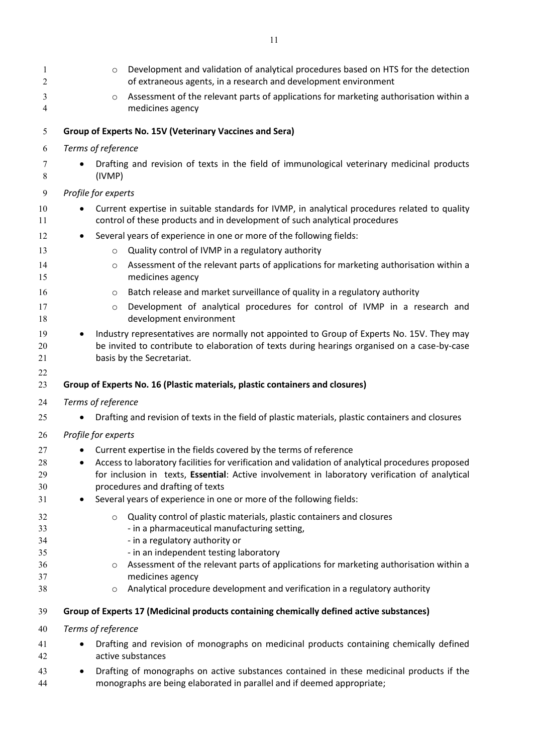- Development and validation of analytical procedures based on HTS for the detection of extraneous agents, in a research and development environment
  - Assessment of the relevant parts of applications for marketing authorisation within a medicines agency

**Group of Experts No. 15V (Veterinary Vaccines and Sera)**

*Terms of reference*

- Drafting and revision of texts in the field of immunological veterinary medicinal products (IVMP)

*Profile for experts*

- Current expertise in suitable standards for IVMP, in analytical procedures related to quality control of these products and in development of such analytical procedures
- Several years of experience in one or more of the following fields:
  - Quality control of IVMP in a regulatory authority
  - Assessment of the relevant parts of applications for marketing authorisation within a medicines agency
  - Batch release and market surveillance of quality in a regulatory authority
  - Development of analytical procedures for control of IVMP in a research and development environment
- Industry representatives are normally not appointed to Group of Experts No. 15V. They may be invited to contribute to elaboration of texts during hearings organised on a case-by-case basis by the Secretariat.

**Group of Experts No. 16 (Plastic materials, plastic containers and closures)**

*Terms of reference*

- Drafting and revision of texts in the field of plastic materials, plastic containers and closures

*Profile for experts*

- Current expertise in the fields covered by the terms of reference
- Access to laboratory facilities for verification and validation of analytical procedures proposed for inclusion in texts, **Essential**: Active involvement in laboratory verification of analytical procedures and drafting of texts
- Several years of experience in one or more of the following fields:
  - Quality control of plastic materials, plastic containers and closures
    - in a pharmaceutical manufacturing setting,
    - in a regulatory authority or
    - in an independent testing laboratory
  - Assessment of the relevant parts of applications for marketing authorisation within a medicines agency
  - Analytical procedure development and verification in a regulatory authority

**Group of Experts 17 (Medicinal products containing chemically defined active substances)**

*Terms of reference*

- Drafting and revision of monographs on medicinal products containing chemically defined active substances
- Drafting of monographs on active substances contained in these medicinal products if the monographs are being elaborated in parallel and if deemed appropriate;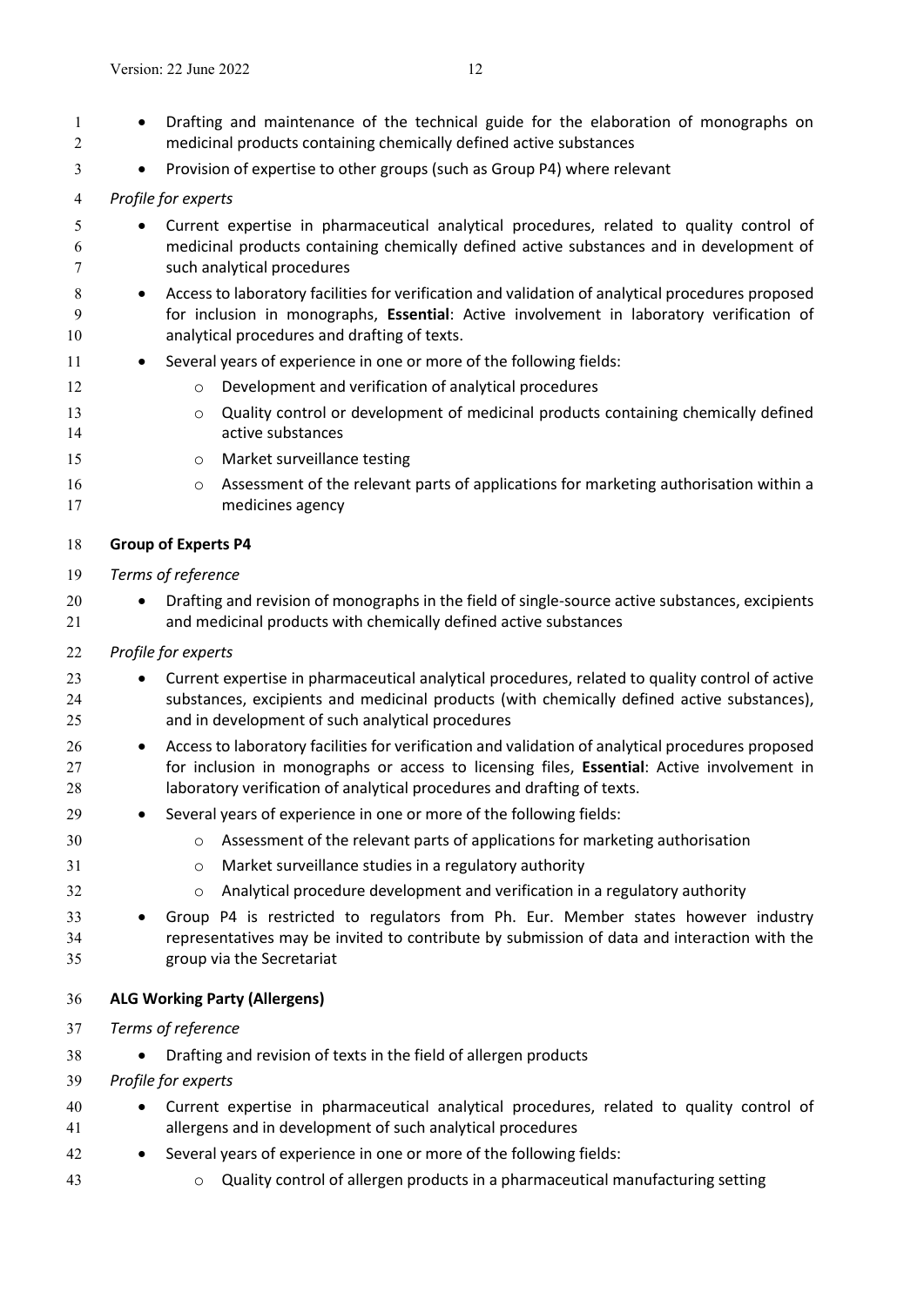- Drafting and maintenance of the technical guide for the elaboration of monographs on medicinal products containing chemically defined active substances
- Provision of expertise to other groups (such as Group P4) where relevant

*Profile for experts*

- Current expertise in pharmaceutical analytical procedures, related to quality control of medicinal products containing chemically defined active substances and in development of such analytical procedures
- Access to laboratory facilities for verification and validation of analytical procedures proposed for inclusion in monographs, **Essential**: Active involvement in laboratory verification of analytical procedures and drafting of texts.
- Several years of experience in one or more of the following fields:
    - Development and verification of analytical procedures
    - Quality control or development of medicinal products containing chemically defined active substances
    - Market surveillance testing
    - Assessment of the relevant parts of applications for marketing authorisation within a medicines agency

**Group of Experts P4**

*Terms of reference*

- Drafting and revision of monographs in the field of single-source active substances, excipients and medicinal products with chemically defined active substances

*Profile for experts*

- Current expertise in pharmaceutical analytical procedures, related to quality control of active substances, excipients and medicinal products (with chemically defined active substances), and in development of such analytical procedures
- Access to laboratory facilities for verification and validation of analytical procedures proposed for inclusion in monographs or access to licensing files, **Essential**: Active involvement in laboratory verification of analytical procedures and drafting of texts.
- Several years of experience in one or more of the following fields:
    - Assessment of the relevant parts of applications for marketing authorisation
    - Market surveillance studies in a regulatory authority
    - Analytical procedure development and verification in a regulatory authority
- Group P4 is restricted to regulators from Ph. Eur. Member states however industry representatives may be invited to contribute by submission of data and interaction with the group via the Secretariat

**ALG Working Party (Allergens)**

*Terms of reference*

- Drafting and revision of texts in the field of allergen products

*Profile for experts*

- Current expertise in pharmaceutical analytical procedures, related to quality control of allergens and in development of such analytical procedures
- Several years of experience in one or more of the following fields:
    - Quality control of allergen products in a pharmaceutical manufacturing setting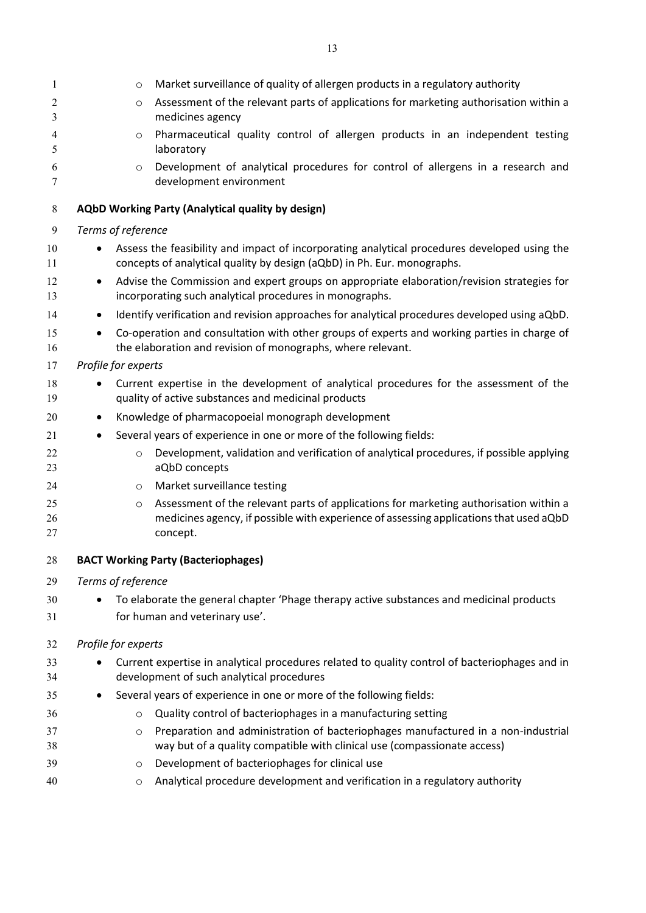- Market surveillance of quality of allergen products in a regulatory authority
- Assessment of the relevant parts of applications for marketing authorisation within a medicines agency
- Pharmaceutical quality control of allergen products in an independent testing laboratory
- Development of analytical procedures for control of allergens in a research and development environment

**AQbD Working Party (Analytical quality by design)**

*Terms of reference*

- Assess the feasibility and impact of incorporating analytical procedures developed using the concepts of analytical quality by design (aQbD) in Ph. Eur. monographs.
- Advise the Commission and expert groups on appropriate elaboration/revision strategies for incorporating such analytical procedures in monographs.
- Identify verification and revision approaches for analytical procedures developed using aQbD.
- Co-operation and consultation with other groups of experts and working parties in charge of the elaboration and revision of monographs, where relevant.

*Profile for experts*

- Current expertise in the development of analytical procedures for the assessment of the quality of active substances and medicinal products
- Knowledge of pharmacopoeial monograph development
- Several years of experience in one or more of the following fields:
    - Development, validation and verification of analytical procedures, if possible applying aQbD concepts
    - Market surveillance testing
    - Assessment of the relevant parts of applications for marketing authorisation within a medicines agency, if possible with experience of assessing applications that used aQbD concept.

**BACT Working Party (Bacteriophages)**

*Terms of reference*

- To elaborate the general chapter 'Phage therapy active substances and medicinal products for human and veterinary use'.

*Profile for experts*

- Current expertise in analytical procedures related to quality control of bacteriophages and in development of such analytical procedures
- Several years of experience in one or more of the following fields:
    - Quality control of bacteriophages in a manufacturing setting
    - Preparation and administration of bacteriophages manufactured in a non-industrial way but of a quality compatible with clinical use (compassionate access)
    - Development of bacteriophages for clinical use
    - Analytical procedure development and verification in a regulatory authority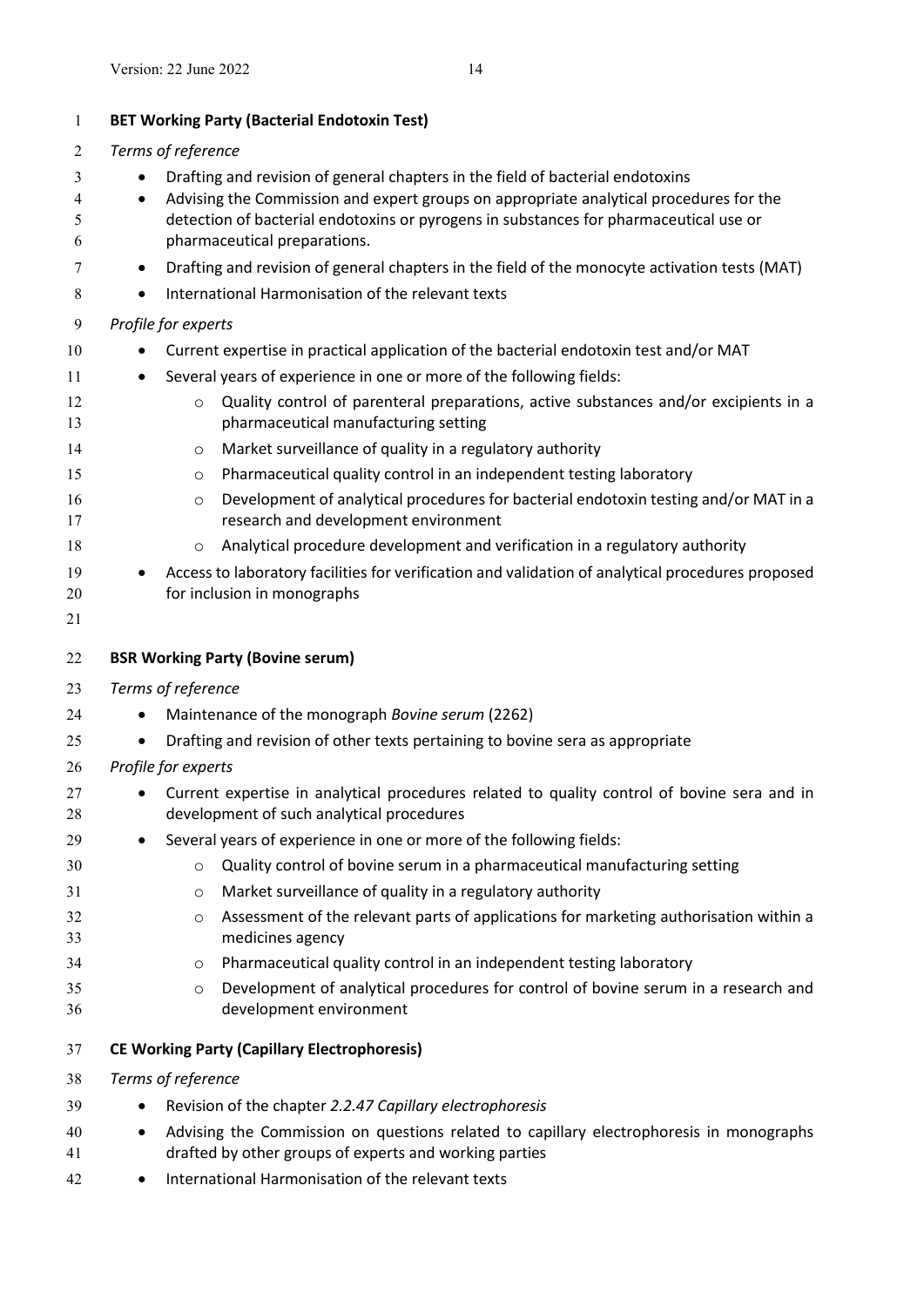**BET Working Party (Bacterial Endotoxin Test)**

*Terms of reference*

- Drafting and revision of general chapters in the field of bacterial endotoxins
- Advising the Commission and expert groups on appropriate analytical procedures for the detection of bacterial endotoxins or pyrogens in substances for pharmaceutical use or pharmaceutical preparations.
- Drafting and revision of general chapters in the field of the monocyte activation tests (MAT)
- International Harmonisation of the relevant texts

*Profile for experts*

- Current expertise in practical application of the bacterial endotoxin test and/or MAT
- Several years of experience in one or more of the following fields:
    - Quality control of parenteral preparations, active substances and/or excipients in a pharmaceutical manufacturing setting
    - Market surveillance of quality in a regulatory authority
    - Pharmaceutical quality control in an independent testing laboratory
    - Development of analytical procedures for bacterial endotoxin testing and/or MAT in a research and development environment
    - Analytical procedure development and verification in a regulatory authority
- Access to laboratory facilities for verification and validation of analytical procedures proposed for inclusion in monographs

**BSR Working Party (Bovine serum)**

*Terms of reference*

- Maintenance of the monograph *Bovine serum* (2262)
- Drafting and revision of other texts pertaining to bovine sera as appropriate

*Profile for experts*

- Current expertise in analytical procedures related to quality control of bovine sera and in development of such analytical procedures
- Several years of experience in one or more of the following fields:
    - Quality control of bovine serum in a pharmaceutical manufacturing setting
    - Market surveillance of quality in a regulatory authority
    - Assessment of the relevant parts of applications for marketing authorisation within a medicines agency
    - Pharmaceutical quality control in an independent testing laboratory
    - Development of analytical procedures for control of bovine serum in a research and development environment

**CE Working Party (Capillary Electrophoresis)**

*Terms of reference*

- Revision of the chapter *2.2.47 Capillary electrophoresis*
- Advising the Commission on questions related to capillary electrophoresis in monographs drafted by other groups of experts and working parties
- International Harmonisation of the relevant texts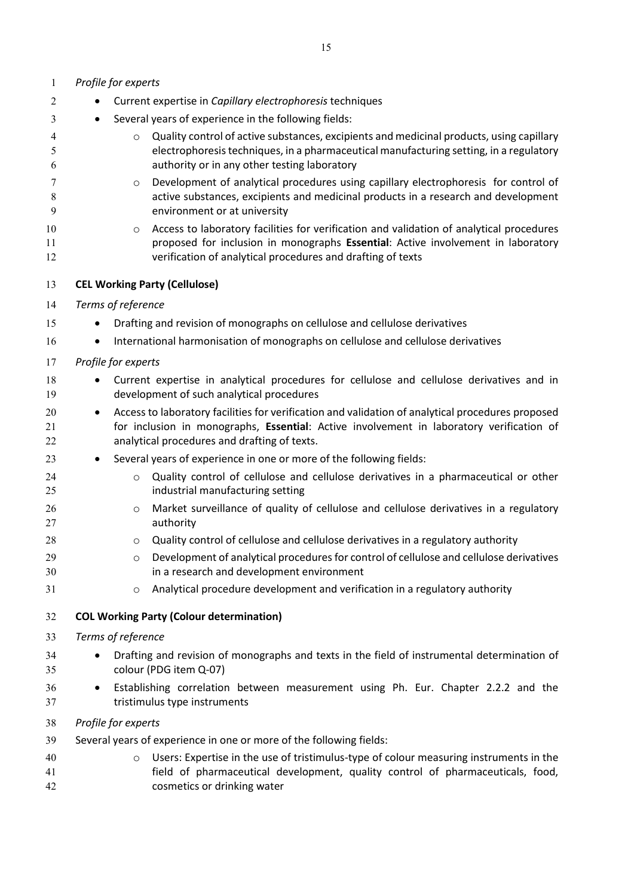*Profile for experts*

- Current expertise in *Capillary electrophoresis* techniques
- Several years of experience in the following fields:
    - Quality control of active substances, excipients and medicinal products, using capillary electrophoresis techniques, in a pharmaceutical manufacturing setting, in a regulatory authority or in any other testing laboratory
    - Development of analytical procedures using capillary electrophoresis for control of active substances, excipients and medicinal products in a research and development environment or at university
    - Access to laboratory facilities for verification and validation of analytical procedures proposed for inclusion in monographs **Essential**: Active involvement in laboratory verification of analytical procedures and drafting of texts

**CEL Working Party (Cellulose)**

*Terms of reference*

- Drafting and revision of monographs on cellulose and cellulose derivatives
- International harmonisation of monographs on cellulose and cellulose derivatives

*Profile for experts*

- Current expertise in analytical procedures for cellulose and cellulose derivatives and in development of such analytical procedures
- Access to laboratory facilities for verification and validation of analytical procedures proposed for inclusion in monographs, **Essential**: Active involvement in laboratory verification of analytical procedures and drafting of texts.
- Several years of experience in one or more of the following fields:
    - Quality control of cellulose and cellulose derivatives in a pharmaceutical or other industrial manufacturing setting
    - Market surveillance of quality of cellulose and cellulose derivatives in a regulatory authority
    - Quality control of cellulose and cellulose derivatives in a regulatory authority
    - Development of analytical procedures for control of cellulose and cellulose derivatives in a research and development environment
    - Analytical procedure development and verification in a regulatory authority

**COL Working Party (Colour determination)**

*Terms of reference*

- Drafting and revision of monographs and texts in the field of instrumental determination of colour (PDG item Q-07)
- Establishing correlation between measurement using Ph. Eur. Chapter 2.2.2 and the tristimulus type instruments

*Profile for experts*

Several years of experience in one or more of the following fields:

- Users: Expertise in the use of tristimulus-type of colour measuring instruments in the field of pharmaceutical development, quality control of pharmaceuticals, food, cosmetics or drinking water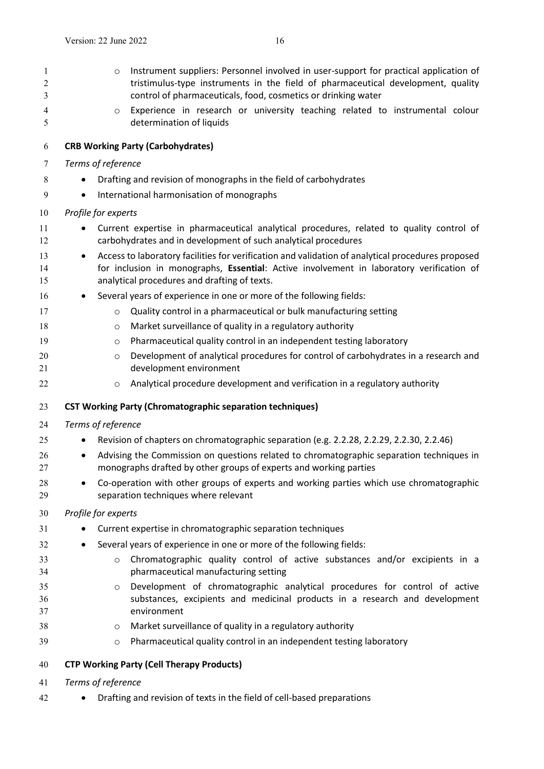- Instrument suppliers: Personnel involved in user-support for practical application of tristimulus-type instruments in the field of pharmaceutical development, quality control of pharmaceuticals, food, cosmetics or drinking water
  - Experience in research or university teaching related to instrumental colour determination of liquids

**CRB Working Party (Carbohydrates)**

*Terms of reference*

- Drafting and revision of monographs in the field of carbohydrates
- International harmonisation of monographs

*Profile for experts*

- Current expertise in pharmaceutical analytical procedures, related to quality control of carbohydrates and in development of such analytical procedures
- Access to laboratory facilities for verification and validation of analytical procedures proposed for inclusion in monographs, **Essential**: Active involvement in laboratory verification of analytical procedures and drafting of texts.
- Several years of experience in one or more of the following fields:
  - Quality control in a pharmaceutical or bulk manufacturing setting
  - Market surveillance of quality in a regulatory authority
  - Pharmaceutical quality control in an independent testing laboratory
  - Development of analytical procedures for control of carbohydrates in a research and development environment
  - Analytical procedure development and verification in a regulatory authority

**CST Working Party (Chromatographic separation techniques)**

*Terms of reference*

- Revision of chapters on chromatographic separation (e.g. 2.2.28, 2.2.29, 2.2.30, 2.2.46)
- Advising the Commission on questions related to chromatographic separation techniques in monographs drafted by other groups of experts and working parties
- Co-operation with other groups of experts and working parties which use chromatographic separation techniques where relevant

*Profile for experts*

- Current expertise in chromatographic separation techniques
- Several years of experience in one or more of the following fields:
  - Chromatographic quality control of active substances and/or excipients in a pharmaceutical manufacturing setting
  - Development of chromatographic analytical procedures for control of active substances, excipients and medicinal products in a research and development environment
  - Market surveillance of quality in a regulatory authority
  - Pharmaceutical quality control in an independent testing laboratory

**CTP Working Party (Cell Therapy Products)**

*Terms of reference*

- Drafting and revision of texts in the field of cell-based preparations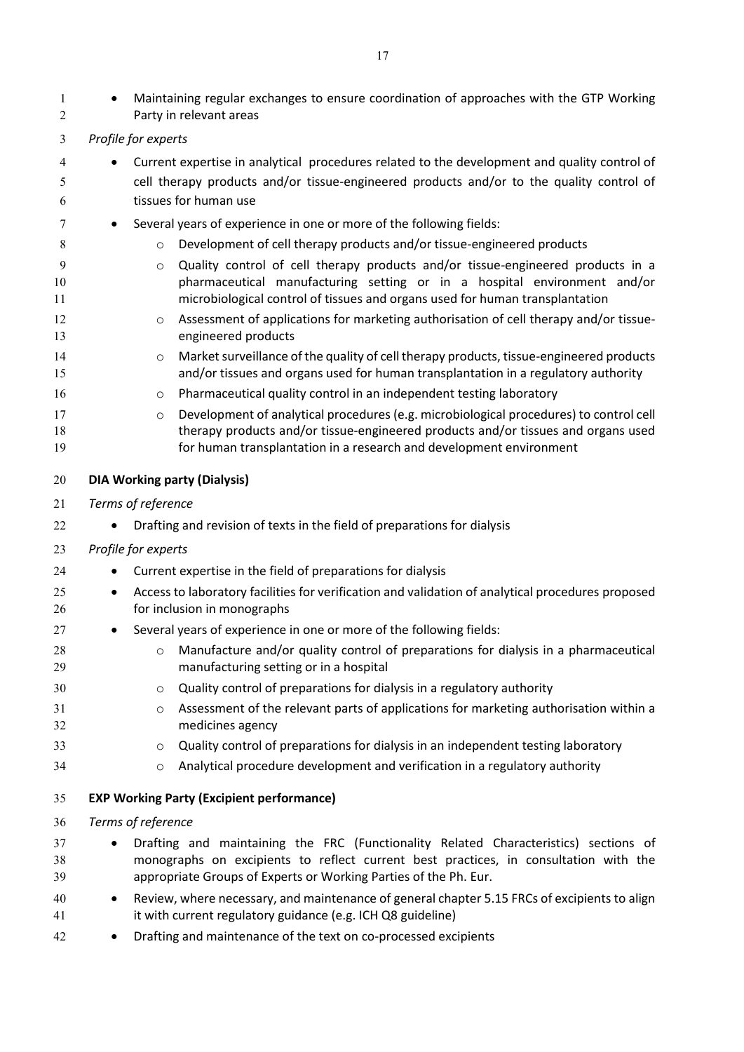- Maintaining regular exchanges to ensure coordination of approaches with the GTP Working Party in relevant areas

*Profile for experts*

- Current expertise in analytical procedures related to the development and quality control of cell therapy products and/or tissue-engineered products and/or to the quality control of tissues for human use
- Several years of experience in one or more of the following fields:
    - Development of cell therapy products and/or tissue-engineered products
    - Quality control of cell therapy products and/or tissue-engineered products in a pharmaceutical manufacturing setting or in a hospital environment and/or microbiological control of tissues and organs used for human transplantation
    - Assessment of applications for marketing authorisation of cell therapy and/or tissue-engineered products
    - Market surveillance of the quality of cell therapy products, tissue-engineered products and/or tissues and organs used for human transplantation in a regulatory authority
    - Pharmaceutical quality control in an independent testing laboratory
    - Development of analytical procedures (e.g. microbiological procedures) to control cell therapy products and/or tissue-engineered products and/or tissues and organs used for human transplantation in a research and development environment

**DIA Working party (Dialysis)**

*Terms of reference*

- Drafting and revision of texts in the field of preparations for dialysis

*Profile for experts*

- Current expertise in the field of preparations for dialysis
- Access to laboratory facilities for verification and validation of analytical procedures proposed for inclusion in monographs
- Several years of experience in one or more of the following fields:
    - Manufacture and/or quality control of preparations for dialysis in a pharmaceutical manufacturing setting or in a hospital
    - Quality control of preparations for dialysis in a regulatory authority
    - Assessment of the relevant parts of applications for marketing authorisation within a medicines agency
    - Quality control of preparations for dialysis in an independent testing laboratory
    - Analytical procedure development and verification in a regulatory authority

**EXP Working Party (Excipient performance)**

*Terms of reference*

- Drafting and maintaining the FRC (Functionality Related Characteristics) sections of monographs on excipients to reflect current best practices, in consultation with the appropriate Groups of Experts or Working Parties of the Ph. Eur.
- Review, where necessary, and maintenance of general chapter 5.15 FRCs of excipients to align it with current regulatory guidance (e.g. ICH Q8 guideline)
- Drafting and maintenance of the text on co-processed excipients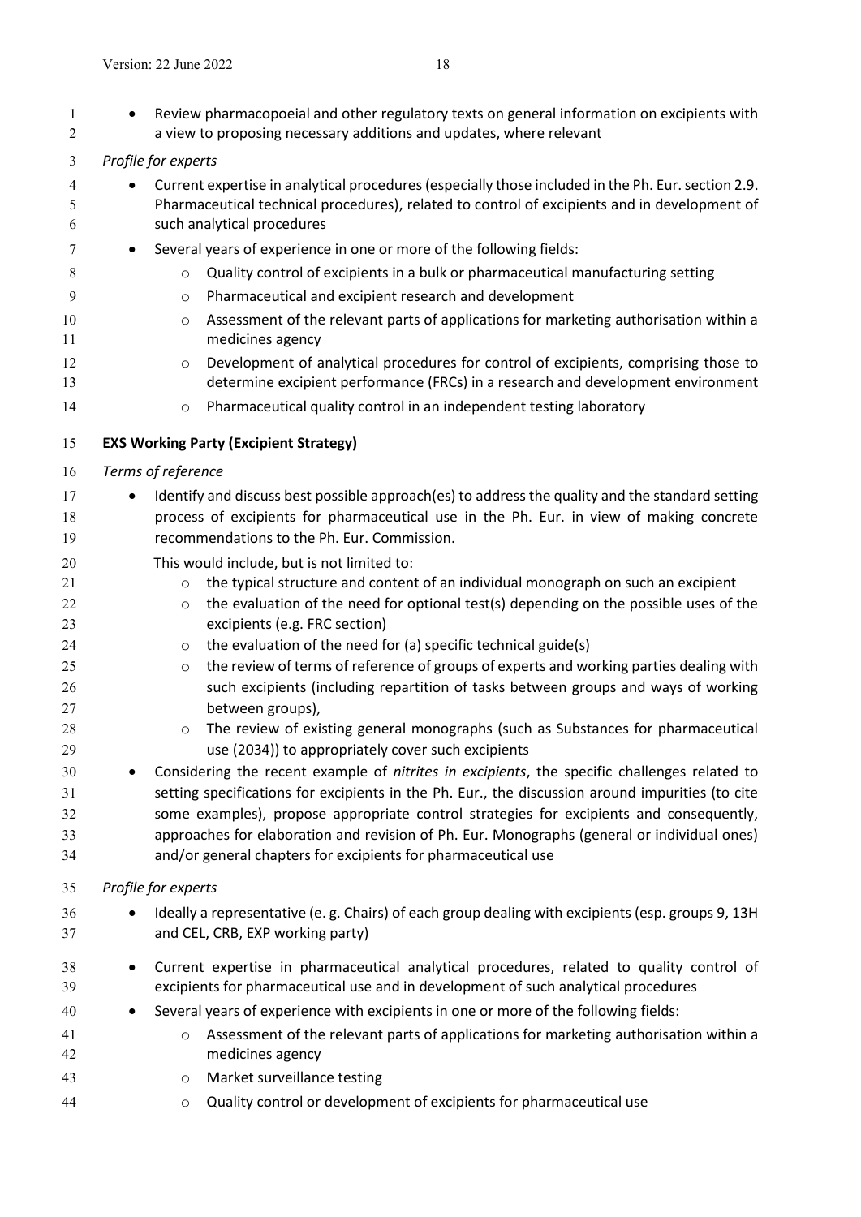- Review pharmacopoeial and other regulatory texts on general information on excipients with a view to proposing necessary additions and updates, where relevant

*Profile for experts*

- Current expertise in analytical procedures (especially those included in the Ph. Eur. section 2.9. Pharmaceutical technical procedures), related to control of excipients and in development of such analytical procedures
- Several years of experience in one or more of the following fields:
    - Quality control of excipients in a bulk or pharmaceutical manufacturing setting
    - Pharmaceutical and excipient research and development
    - Assessment of the relevant parts of applications for marketing authorisation within a medicines agency
    - Development of analytical procedures for control of excipients, comprising those to determine excipient performance (FRCs) in a research and development environment
    - Pharmaceutical quality control in an independent testing laboratory

**EXS Working Party (Excipient Strategy)**

*Terms of reference*

- Identify and discuss best possible approach(es) to address the quality and the standard setting process of excipients for pharmaceutical use in the Ph. Eur. in view of making concrete recommendations to the Ph. Eur. Commission.

  This would include, but is not limited to:
    - the typical structure and content of an individual monograph on such an excipient
    - the evaluation of the need for optional test(s) depending on the possible uses of the excipients (e.g. FRC section)
    - the evaluation of the need for (a) specific technical guide(s)
    - the review of terms of reference of groups of experts and working parties dealing with such excipients (including repartition of tasks between groups and ways of working between groups),
    - The review of existing general monographs (such as Substances for pharmaceutical use (2034)) to appropriately cover such excipients
- Considering the recent example of *nitrites in excipients*, the specific challenges related to setting specifications for excipients in the Ph. Eur., the discussion around impurities (to cite some examples), propose appropriate control strategies for excipients and consequently, approaches for elaboration and revision of Ph. Eur. Monographs (general or individual ones) and/or general chapters for excipients for pharmaceutical use

*Profile for experts*

- Ideally a representative (e. g. Chairs) of each group dealing with excipients (esp. groups 9, 13H and CEL, CRB, EXP working party)
- Current expertise in pharmaceutical analytical procedures, related to quality control of excipients for pharmaceutical use and in development of such analytical procedures
- Several years of experience with excipients in one or more of the following fields:
    - Assessment of the relevant parts of applications for marketing authorisation within a medicines agency
    - Market surveillance testing
    - Quality control or development of excipients for pharmaceutical use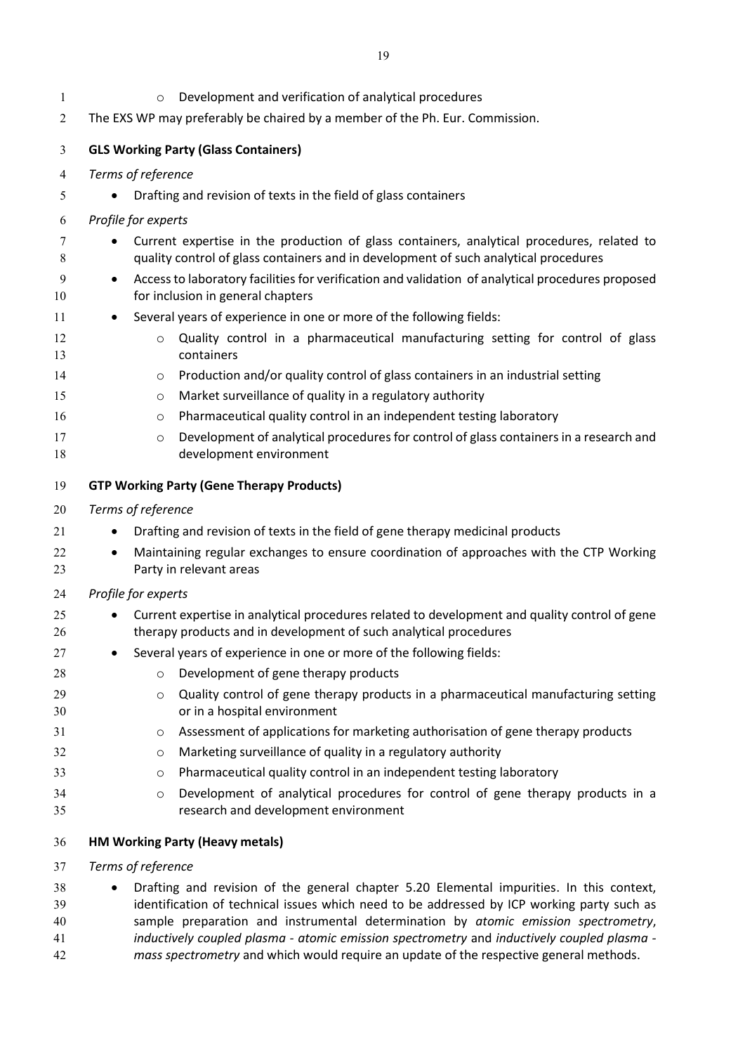- Development and verification of analytical procedures

The EXS WP may preferably be chaired by a member of the Ph. Eur. Commission.

**GLS Working Party (Glass Containers)**

*Terms of reference*

- Drafting and revision of texts in the field of glass containers

*Profile for experts*

- Current expertise in the production of glass containers, analytical procedures, related to quality control of glass containers and in development of such analytical procedures
- Access to laboratory facilities for verification and validation of analytical procedures proposed for inclusion in general chapters
- Several years of experience in one or more of the following fields:
  - Quality control in a pharmaceutical manufacturing setting for control of glass containers
  - Production and/or quality control of glass containers in an industrial setting
  - Market surveillance of quality in a regulatory authority
  - Pharmaceutical quality control in an independent testing laboratory
  - Development of analytical procedures for control of glass containers in a research and development environment

**GTP Working Party (Gene Therapy Products)**

*Terms of reference*

- Drafting and revision of texts in the field of gene therapy medicinal products
- Maintaining regular exchanges to ensure coordination of approaches with the CTP Working Party in relevant areas

*Profile for experts*

- Current expertise in analytical procedures related to development and quality control of gene therapy products and in development of such analytical procedures
- Several years of experience in one or more of the following fields:
  - Development of gene therapy products
  - Quality control of gene therapy products in a pharmaceutical manufacturing setting or in a hospital environment
  - Assessment of applications for marketing authorisation of gene therapy products
  - Marketing surveillance of quality in a regulatory authority
  - Pharmaceutical quality control in an independent testing laboratory
  - Development of analytical procedures for control of gene therapy products in a research and development environment

**HM Working Party (Heavy metals)**

*Terms of reference*

- Drafting and revision of the general chapter 5.20 Elemental impurities. In this context, identification of technical issues which need to be addressed by ICP working party such as sample preparation and instrumental determination by *atomic emission spectrometry*, *inductively coupled plasma - atomic emission spectrometry* and *inductively coupled plasma - mass spectrometry* and which would require an update of the respective general methods.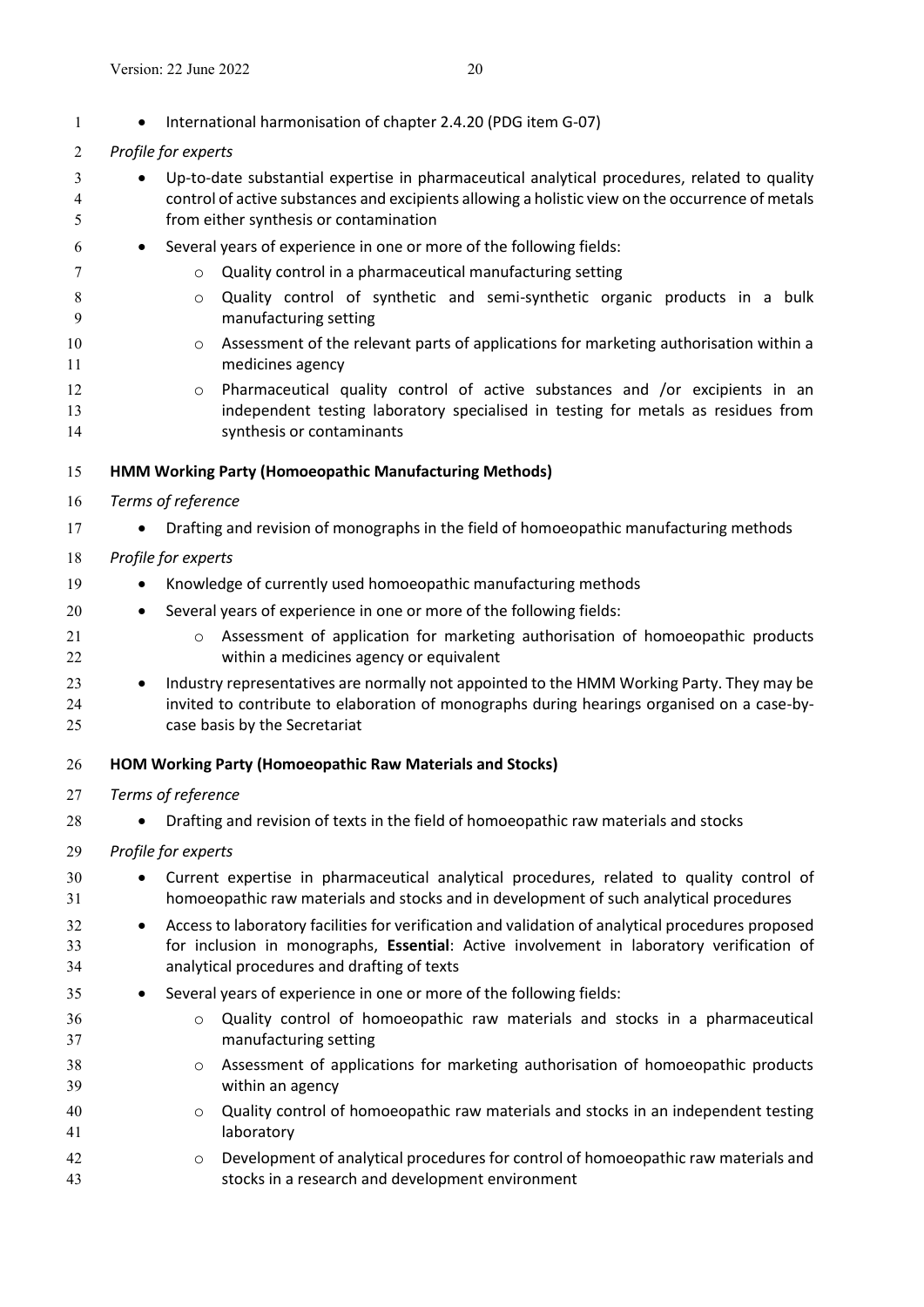- International harmonisation of chapter 2.4.20 (PDG item G-07)

*Profile for experts*

- Up-to-date substantial expertise in pharmaceutical analytical procedures, related to quality control of active substances and excipients allowing a holistic view on the occurrence of metals from either synthesis or contamination
- Several years of experience in one or more of the following fields:
  - Quality control in a pharmaceutical manufacturing setting
  - Quality control of synthetic and semi-synthetic organic products in a bulk manufacturing setting
  - Assessment of the relevant parts of applications for marketing authorisation within a medicines agency
  - Pharmaceutical quality control of active substances and /or excipients in an independent testing laboratory specialised in testing for metals as residues from synthesis or contaminants

**HMM Working Party (Homoeopathic Manufacturing Methods)**

*Terms of reference*

- Drafting and revision of monographs in the field of homoeopathic manufacturing methods

*Profile for experts*

- Knowledge of currently used homoeopathic manufacturing methods
- Several years of experience in one or more of the following fields:
  - Assessment of application for marketing authorisation of homoeopathic products within a medicines agency or equivalent
- Industry representatives are normally not appointed to the HMM Working Party. They may be invited to contribute to elaboration of monographs during hearings organised on a case-by-case basis by the Secretariat

**HOM Working Party (Homoeopathic Raw Materials and Stocks)**

*Terms of reference*

- Drafting and revision of texts in the field of homoeopathic raw materials and stocks

*Profile for experts*

- Current expertise in pharmaceutical analytical procedures, related to quality control of homoeopathic raw materials and stocks and in development of such analytical procedures
- Access to laboratory facilities for verification and validation of analytical procedures proposed for inclusion in monographs, **Essential**: Active involvement in laboratory verification of analytical procedures and drafting of texts
- Several years of experience in one or more of the following fields:
  - Quality control of homoeopathic raw materials and stocks in a pharmaceutical manufacturing setting
  - Assessment of applications for marketing authorisation of homoeopathic products within an agency
  - Quality control of homoeopathic raw materials and stocks in an independent testing laboratory
  - Development of analytical procedures for control of homoeopathic raw materials and stocks in a research and development environment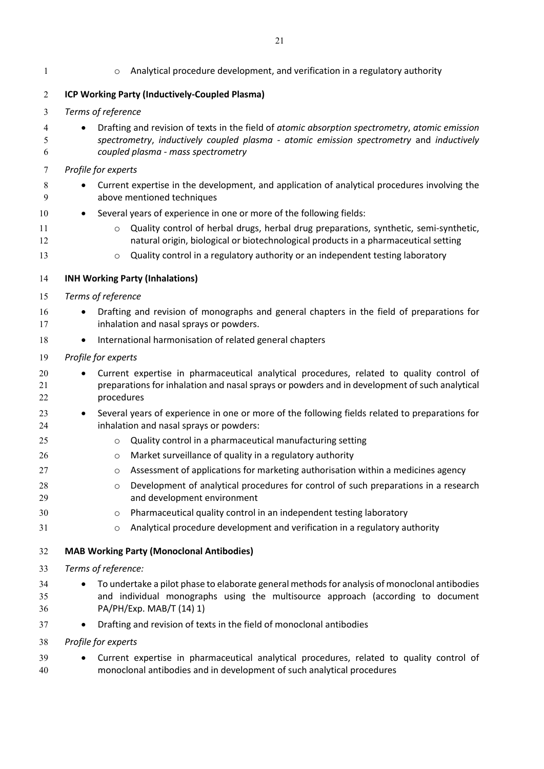- Analytical procedure development, and verification in a regulatory authority

**ICP Working Party (Inductively-Coupled Plasma)**

*Terms of reference*

- Drafting and revision of texts in the field of *atomic absorption spectrometry*, *atomic emission spectrometry*, *inductively coupled plasma - atomic emission spectrometry* and *inductively coupled plasma - mass spectrometry*

*Profile for experts*

- Current expertise in the development, and application of analytical procedures involving the above mentioned techniques
- Several years of experience in one or more of the following fields:
  - Quality control of herbal drugs, herbal drug preparations, synthetic, semi-synthetic, natural origin, biological or biotechnological products in a pharmaceutical setting
  - Quality control in a regulatory authority or an independent testing laboratory

**INH Working Party (Inhalations)**

*Terms of reference*

- Drafting and revision of monographs and general chapters in the field of preparations for inhalation and nasal sprays or powders.
- International harmonisation of related general chapters

*Profile for experts*

- Current expertise in pharmaceutical analytical procedures, related to quality control of preparations for inhalation and nasal sprays or powders and in development of such analytical procedures
- Several years of experience in one or more of the following fields related to preparations for inhalation and nasal sprays or powders:
  - Quality control in a pharmaceutical manufacturing setting
  - Market surveillance of quality in a regulatory authority
  - Assessment of applications for marketing authorisation within a medicines agency
  - Development of analytical procedures for control of such preparations in a research and development environment
  - Pharmaceutical quality control in an independent testing laboratory
  - Analytical procedure development and verification in a regulatory authority

**MAB Working Party (Monoclonal Antibodies)**

*Terms of reference:*

- To undertake a pilot phase to elaborate general methods for analysis of monoclonal antibodies and individual monographs using the multisource approach (according to document PA/PH/Exp. MAB/T (14) 1)
- Drafting and revision of texts in the field of monoclonal antibodies

*Profile for experts*

- Current expertise in pharmaceutical analytical procedures, related to quality control of monoclonal antibodies and in development of such analytical procedures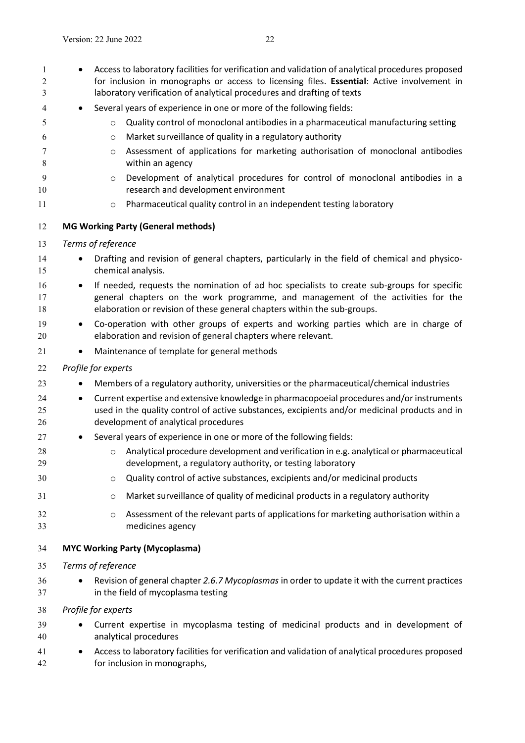- Access to laboratory facilities for verification and validation of analytical procedures proposed for inclusion in monographs or access to licensing files. **Essential**: Active involvement in laboratory verification of analytical procedures and drafting of texts
- Several years of experience in one or more of the following fields:
  - Quality control of monoclonal antibodies in a pharmaceutical manufacturing setting
  - Market surveillance of quality in a regulatory authority
  - Assessment of applications for marketing authorisation of monoclonal antibodies within an agency
  - Development of analytical procedures for control of monoclonal antibodies in a research and development environment
  - Pharmaceutical quality control in an independent testing laboratory

**MG Working Party (General methods)**

*Terms of reference*

- Drafting and revision of general chapters, particularly in the field of chemical and physico-chemical analysis.
- If needed, requests the nomination of ad hoc specialists to create sub-groups for specific general chapters on the work programme, and management of the activities for the elaboration or revision of these general chapters within the sub-groups.
- Co-operation with other groups of experts and working parties which are in charge of elaboration and revision of general chapters where relevant.
- Maintenance of template for general methods

*Profile for experts*

- Members of a regulatory authority, universities or the pharmaceutical/chemical industries
- Current expertise and extensive knowledge in pharmacopoeial procedures and/or instruments used in the quality control of active substances, excipients and/or medicinal products and in development of analytical procedures
- Several years of experience in one or more of the following fields:
  - Analytical procedure development and verification in e.g. analytical or pharmaceutical development, a regulatory authority, or testing laboratory
  - Quality control of active substances, excipients and/or medicinal products
  - Market surveillance of quality of medicinal products in a regulatory authority
  - Assessment of the relevant parts of applications for marketing authorisation within a medicines agency

**MYC Working Party (Mycoplasma)**

*Terms of reference*

- Revision of general chapter *2.6.7 Mycoplasmas* in order to update it with the current practices in the field of mycoplasma testing

*Profile for experts*

- Current expertise in mycoplasma testing of medicinal products and in development of analytical procedures
- Access to laboratory facilities for verification and validation of analytical procedures proposed for inclusion in monographs,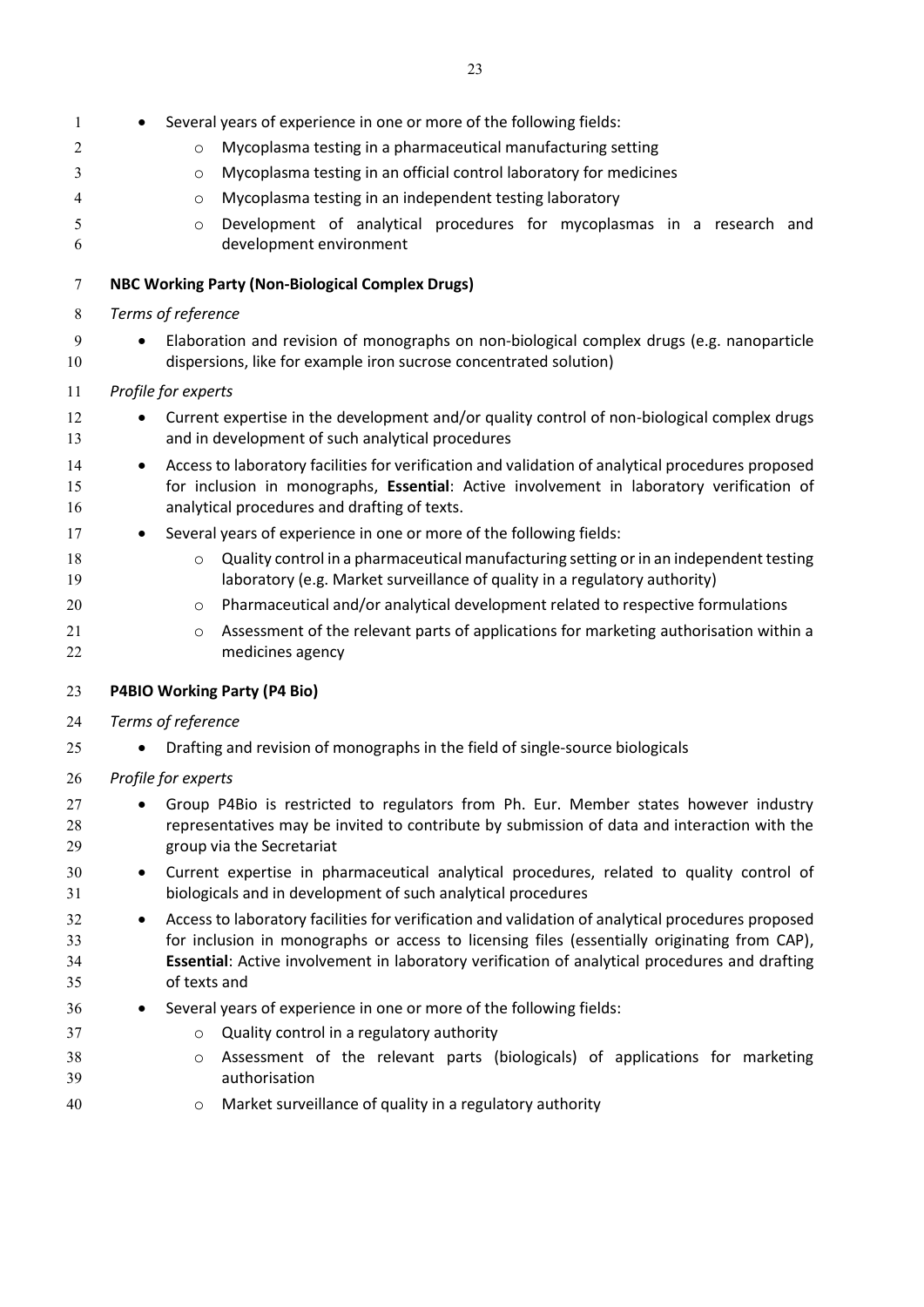- Several years of experience in one or more of the following fields:
    - Mycoplasma testing in a pharmaceutical manufacturing setting
    - Mycoplasma testing in an official control laboratory for medicines
    - Mycoplasma testing in an independent testing laboratory
    - Development of analytical procedures for mycoplasmas in a research and development environment

**NBC Working Party (Non-Biological Complex Drugs)**

*Terms of reference*

- Elaboration and revision of monographs on non-biological complex drugs (e.g. nanoparticle dispersions, like for example iron sucrose concentrated solution)

*Profile for experts*

- Current expertise in the development and/or quality control of non-biological complex drugs and in development of such analytical procedures
- Access to laboratory facilities for verification and validation of analytical procedures proposed for inclusion in monographs, **Essential**: Active involvement in laboratory verification of analytical procedures and drafting of texts.
- Several years of experience in one or more of the following fields:
    - Quality control in a pharmaceutical manufacturing setting or in an independent testing laboratory (e.g. Market surveillance of quality in a regulatory authority)
    - Pharmaceutical and/or analytical development related to respective formulations
    - Assessment of the relevant parts of applications for marketing authorisation within a medicines agency

**P4BIO Working Party (P4 Bio)**

*Terms of reference*

- Drafting and revision of monographs in the field of single-source biologicals

*Profile for experts*

- Group P4Bio is restricted to regulators from Ph. Eur. Member states however industry representatives may be invited to contribute by submission of data and interaction with the group via the Secretariat
- Current expertise in pharmaceutical analytical procedures, related to quality control of biologicals and in development of such analytical procedures
- Access to laboratory facilities for verification and validation of analytical procedures proposed for inclusion in monographs or access to licensing files (essentially originating from CAP), **Essential**: Active involvement in laboratory verification of analytical procedures and drafting of texts and
- Several years of experience in one or more of the following fields:
    - Quality control in a regulatory authority
    - Assessment of the relevant parts (biologicals) of applications for marketing authorisation
    - Market surveillance of quality in a regulatory authority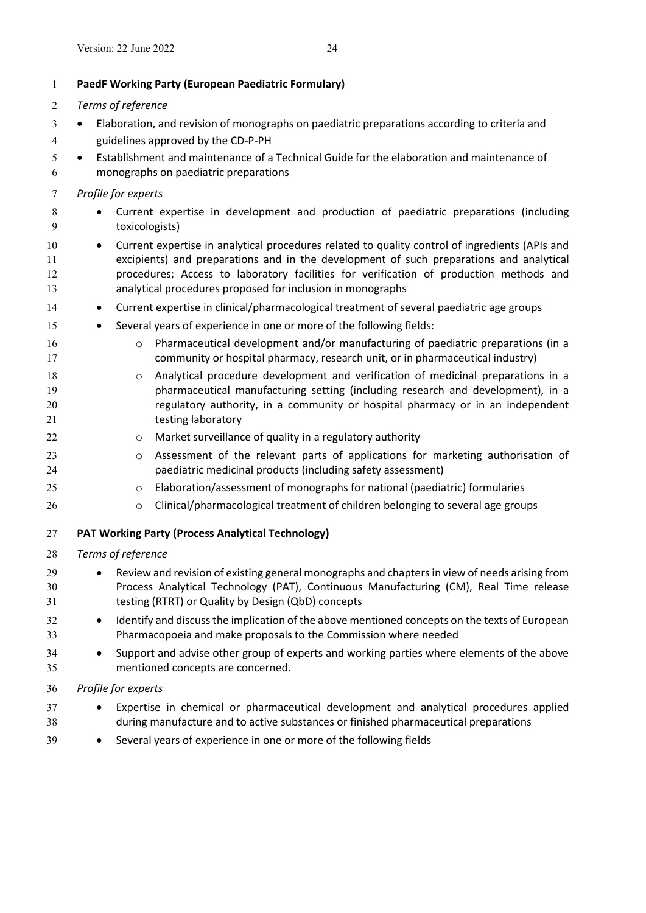**PaedF Working Party (European Paediatric Formulary)**

*Terms of reference*

- Elaboration, and revision of monographs on paediatric preparations according to criteria and guidelines approved by the CD-P-PH
- Establishment and maintenance of a Technical Guide for the elaboration and maintenance of monographs on paediatric preparations

*Profile for experts*

- Current expertise in development and production of paediatric preparations (including toxicologists)
- Current expertise in analytical procedures related to quality control of ingredients (APIs and excipients) and preparations and in the development of such preparations and analytical procedures; Access to laboratory facilities for verification of production methods and analytical procedures proposed for inclusion in monographs
- Current expertise in clinical/pharmacological treatment of several paediatric age groups
- Several years of experience in one or more of the following fields:
  - Pharmaceutical development and/or manufacturing of paediatric preparations (in a community or hospital pharmacy, research unit, or in pharmaceutical industry)
  - Analytical procedure development and verification of medicinal preparations in a pharmaceutical manufacturing setting (including research and development), in a regulatory authority, in a community or hospital pharmacy or in an independent testing laboratory
  - Market surveillance of quality in a regulatory authority
  - Assessment of the relevant parts of applications for marketing authorisation of paediatric medicinal products (including safety assessment)
  - Elaboration/assessment of monographs for national (paediatric) formularies
  - Clinical/pharmacological treatment of children belonging to several age groups

**PAT Working Party (Process Analytical Technology)**

*Terms of reference*

- Review and revision of existing general monographs and chapters in view of needs arising from Process Analytical Technology (PAT), Continuous Manufacturing (CM), Real Time release testing (RTRT) or Quality by Design (QbD) concepts
- Identify and discuss the implication of the above mentioned concepts on the texts of European Pharmacopoeia and make proposals to the Commission where needed
- Support and advise other group of experts and working parties where elements of the above mentioned concepts are concerned.

*Profile for experts*

- Expertise in chemical or pharmaceutical development and analytical procedures applied during manufacture and to active substances or finished pharmaceutical preparations
- Several years of experience in one or more of the following fields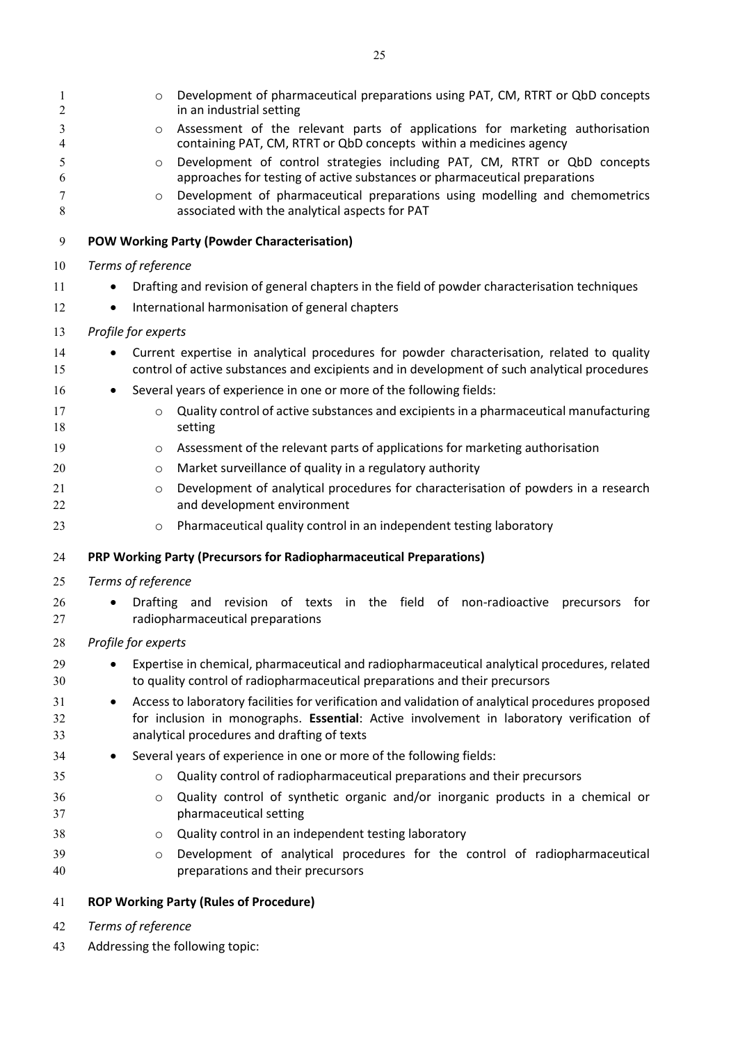- Development of pharmaceutical preparations using PAT, CM, RTRT or QbD concepts in an industrial setting
    - Assessment of the relevant parts of applications for marketing authorisation containing PAT, CM, RTRT or QbD concepts within a medicines agency
    - Development of control strategies including PAT, CM, RTRT or QbD concepts approaches for testing of active substances or pharmaceutical preparations
    - Development of pharmaceutical preparations using modelling and chemometrics associated with the analytical aspects for PAT

**POW Working Party (Powder Characterisation)**

*Terms of reference*

- Drafting and revision of general chapters in the field of powder characterisation techniques
- International harmonisation of general chapters

*Profile for experts*

- Current expertise in analytical procedures for powder characterisation, related to quality control of active substances and excipients and in development of such analytical procedures
- Several years of experience in one or more of the following fields:
    - Quality control of active substances and excipients in a pharmaceutical manufacturing setting
    - Assessment of the relevant parts of applications for marketing authorisation
    - Market surveillance of quality in a regulatory authority
    - Development of analytical procedures for characterisation of powders in a research and development environment
    - Pharmaceutical quality control in an independent testing laboratory

**PRP Working Party (Precursors for Radiopharmaceutical Preparations)**

*Terms of reference*

- Drafting and revision of texts in the field of non-radioactive precursors for radiopharmaceutical preparations

*Profile for experts*

- Expertise in chemical, pharmaceutical and radiopharmaceutical analytical procedures, related to quality control of radiopharmaceutical preparations and their precursors
- Access to laboratory facilities for verification and validation of analytical procedures proposed for inclusion in monographs. **Essential**: Active involvement in laboratory verification of analytical procedures and drafting of texts
- Several years of experience in one or more of the following fields:
    - Quality control of radiopharmaceutical preparations and their precursors
    - Quality control of synthetic organic and/or inorganic products in a chemical or pharmaceutical setting
    - Quality control in an independent testing laboratory
    - Development of analytical procedures for the control of radiopharmaceutical preparations and their precursors

**ROP Working Party (Rules of Procedure)**

*Terms of reference*

Addressing the following topic: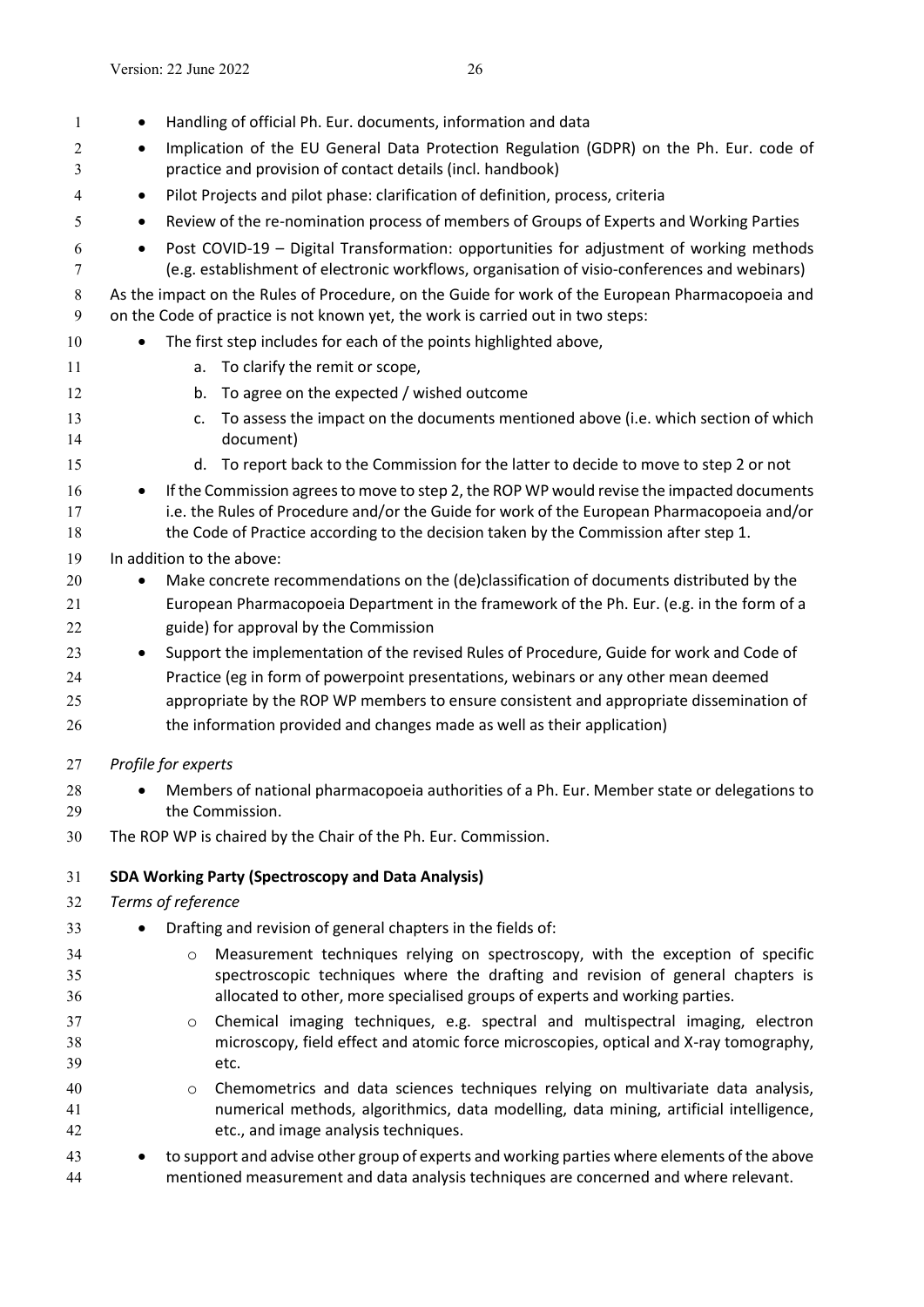- Handling of official Ph. Eur. documents, information and data
- Implication of the EU General Data Protection Regulation (GDPR) on the Ph. Eur. code of practice and provision of contact details (incl. handbook)
- Pilot Projects and pilot phase: clarification of definition, process, criteria
- Review of the re-nomination process of members of Groups of Experts and Working Parties
- Post COVID-19 – Digital Transformation: opportunities for adjustment of working methods (e.g. establishment of electronic workflows, organisation of visio-conferences and webinars)

As the impact on the Rules of Procedure, on the Guide for work of the European Pharmacopoeia and on the Code of practice is not known yet, the work is carried out in two steps:

- The first step includes for each of the points highlighted above,
  a. To clarify the remit or scope,
  b. To agree on the expected / wished outcome
  c. To assess the impact on the documents mentioned above (i.e. which section of which document)
  d. To report back to the Commission for the latter to decide to move to step 2 or not
- If the Commission agrees to move to step 2, the ROP WP would revise the impacted documents i.e. the Rules of Procedure and/or the Guide for work of the European Pharmacopoeia and/or the Code of Practice according to the decision taken by the Commission after step 1.

In addition to the above:

- Make concrete recommendations on the (de)classification of documents distributed by the European Pharmacopoeia Department in the framework of the Ph. Eur. (e.g. in the form of a guide) for approval by the Commission
- Support the implementation of the revised Rules of Procedure, Guide for work and Code of Practice (eg in form of powerpoint presentations, webinars or any other mean deemed appropriate by the ROP WP members to ensure consistent and appropriate dissemination of the information provided and changes made as well as their application)

*Profile for experts*

- Members of national pharmacopoeia authorities of a Ph. Eur. Member state or delegations to the Commission.

The ROP WP is chaired by the Chair of the Ph. Eur. Commission.

**SDA Working Party (Spectroscopy and Data Analysis)**

*Terms of reference*

- Drafting and revision of general chapters in the fields of:
  - Measurement techniques relying on spectroscopy, with the exception of specific spectroscopic techniques where the drafting and revision of general chapters is allocated to other, more specialised groups of experts and working parties.
  - Chemical imaging techniques, e.g. spectral and multispectral imaging, electron microscopy, field effect and atomic force microscopies, optical and X-ray tomography, etc.
  - Chemometrics and data sciences techniques relying on multivariate data analysis, numerical methods, algorithmics, data modelling, data mining, artificial intelligence, etc., and image analysis techniques.
- to support and advise other group of experts and working parties where elements of the above mentioned measurement and data analysis techniques are concerned and where relevant.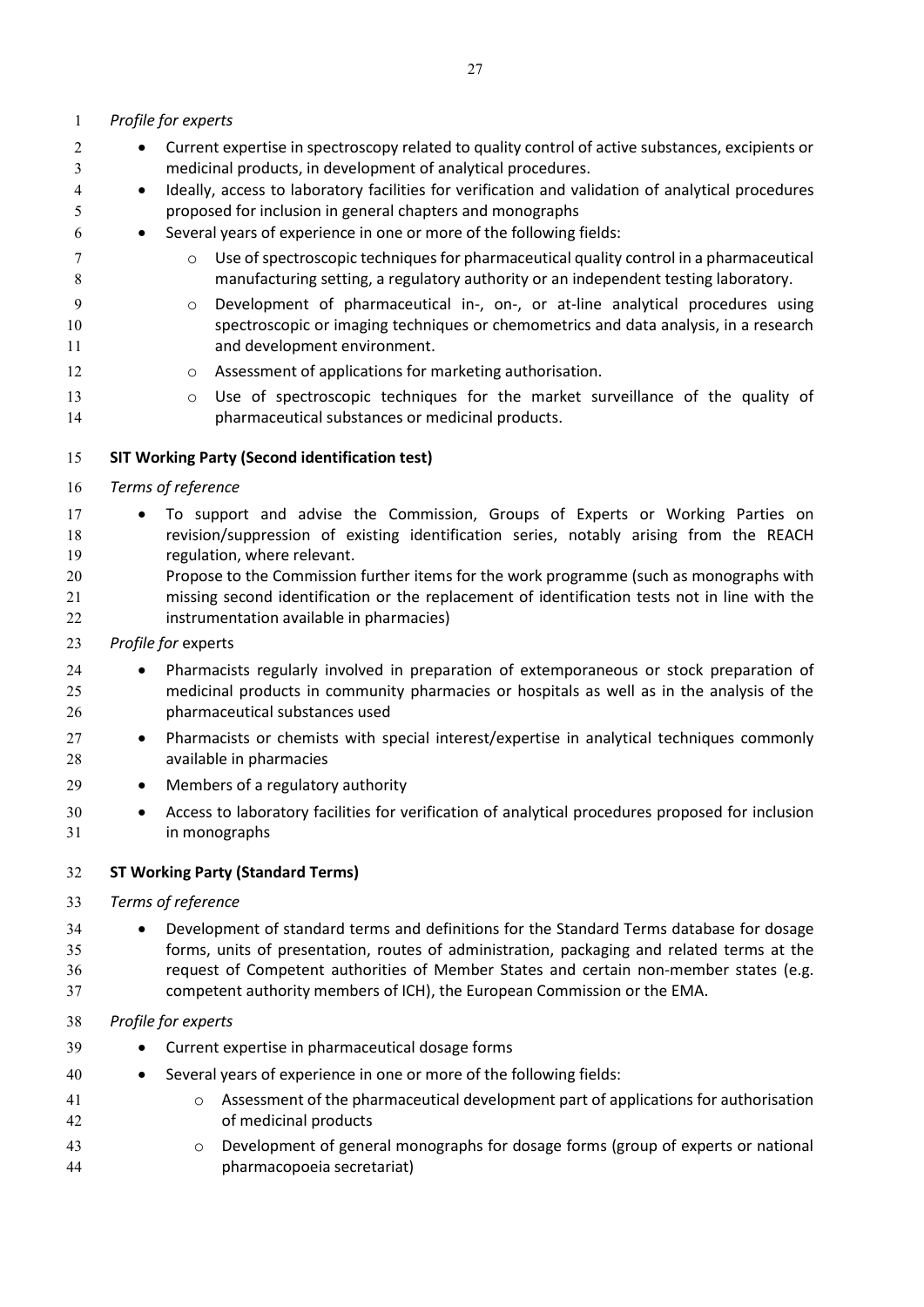*Profile for experts*

- Current expertise in spectroscopy related to quality control of active substances, excipients or medicinal products, in development of analytical procedures.
- Ideally, access to laboratory facilities for verification and validation of analytical procedures proposed for inclusion in general chapters and monographs
- Several years of experience in one or more of the following fields:
    - Use of spectroscopic techniques for pharmaceutical quality control in a pharmaceutical manufacturing setting, a regulatory authority or an independent testing laboratory.
    - Development of pharmaceutical in-, on-, or at-line analytical procedures using spectroscopic or imaging techniques or chemometrics and data analysis, in a research and development environment.
    - Assessment of applications for marketing authorisation.
    - Use of spectroscopic techniques for the market surveillance of the quality of pharmaceutical substances or medicinal products.

**SIT Working Party (Second identification test)**

*Terms of reference*

- To support and advise the Commission, Groups of Experts or Working Parties on revision/suppression of existing identification series, notably arising from the REACH regulation, where relevant.
  Propose to the Commission further items for the work programme (such as monographs with missing second identification or the replacement of identification tests not in line with the instrumentation available in pharmacies)

*Profile for* experts

- Pharmacists regularly involved in preparation of extemporaneous or stock preparation of medicinal products in community pharmacies or hospitals as well as in the analysis of the pharmaceutical substances used
- Pharmacists or chemists with special interest/expertise in analytical techniques commonly available in pharmacies
- Members of a regulatory authority
- Access to laboratory facilities for verification of analytical procedures proposed for inclusion in monographs

**ST Working Party (Standard Terms)**

*Terms of reference*

- Development of standard terms and definitions for the Standard Terms database for dosage forms, units of presentation, routes of administration, packaging and related terms at the request of Competent authorities of Member States and certain non-member states (e.g. competent authority members of ICH), the European Commission or the EMA.

*Profile for experts*

- Current expertise in pharmaceutical dosage forms
- Several years of experience in one or more of the following fields:
    - Assessment of the pharmaceutical development part of applications for authorisation of medicinal products
    - Development of general monographs for dosage forms (group of experts or national pharmacopoeia secretariat)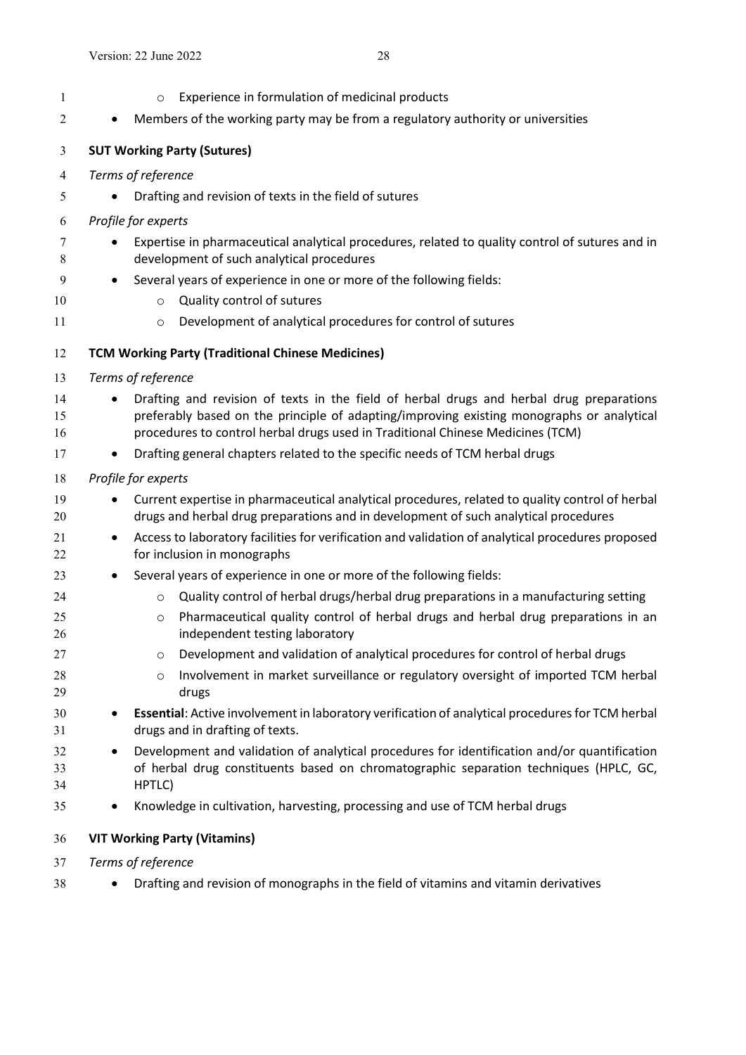- Experience in formulation of medicinal products
- Members of the working party may be from a regulatory authority or universities

**SUT Working Party (Sutures)**

*Terms of reference*

- Drafting and revision of texts in the field of sutures

*Profile for experts*

- Expertise in pharmaceutical analytical procedures, related to quality control of sutures and in development of such analytical procedures
- Several years of experience in one or more of the following fields:
    - Quality control of sutures
    - Development of analytical procedures for control of sutures

**TCM Working Party (Traditional Chinese Medicines)**

*Terms of reference*

- Drafting and revision of texts in the field of herbal drugs and herbal drug preparations preferably based on the principle of adapting/improving existing monographs or analytical procedures to control herbal drugs used in Traditional Chinese Medicines (TCM)
- Drafting general chapters related to the specific needs of TCM herbal drugs

*Profile for experts*

- Current expertise in pharmaceutical analytical procedures, related to quality control of herbal drugs and herbal drug preparations and in development of such analytical procedures
- Access to laboratory facilities for verification and validation of analytical procedures proposed for inclusion in monographs
- Several years of experience in one or more of the following fields:
    - Quality control of herbal drugs/herbal drug preparations in a manufacturing setting
    - Pharmaceutical quality control of herbal drugs and herbal drug preparations in an independent testing laboratory
    - Development and validation of analytical procedures for control of herbal drugs
    - Involvement in market surveillance or regulatory oversight of imported TCM herbal drugs
- **Essential**: Active involvement in laboratory verification of analytical procedures for TCM herbal drugs and in drafting of texts.
- Development and validation of analytical procedures for identification and/or quantification of herbal drug constituents based on chromatographic separation techniques (HPLC, GC, HPTLC)
- Knowledge in cultivation, harvesting, processing and use of TCM herbal drugs

**VIT Working Party (Vitamins)**

*Terms of reference*

- Drafting and revision of monographs in the field of vitamins and vitamin derivatives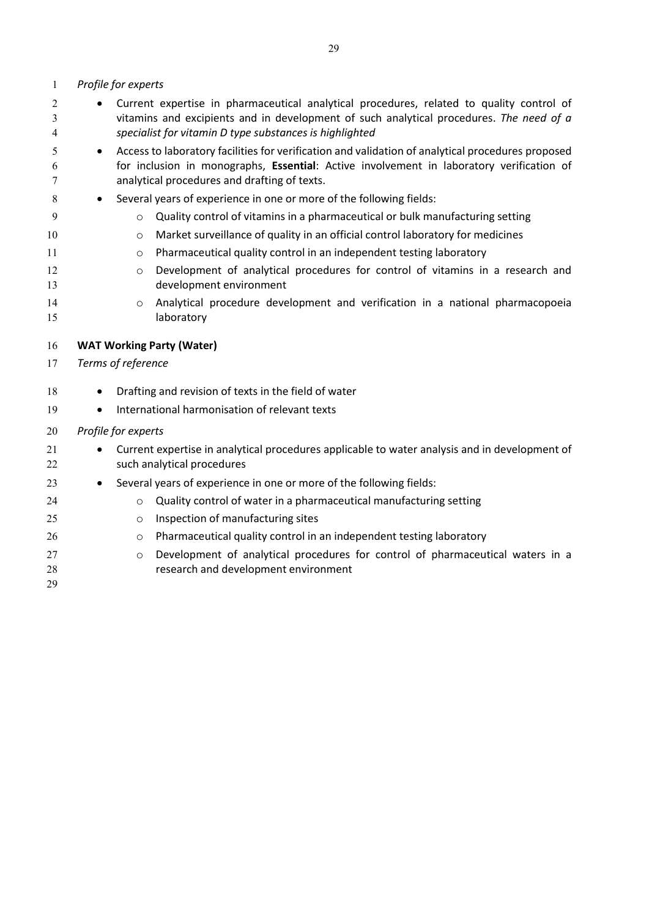*Profile for experts*

- Current expertise in pharmaceutical analytical procedures, related to quality control of vitamins and excipients and in development of such analytical procedures. *The need of a specialist for vitamin D type substances is highlighted*
- Access to laboratory facilities for verification and validation of analytical procedures proposed for inclusion in monographs, **Essential**: Active involvement in laboratory verification of analytical procedures and drafting of texts.
- Several years of experience in one or more of the following fields:
    - Quality control of vitamins in a pharmaceutical or bulk manufacturing setting
    - Market surveillance of quality in an official control laboratory for medicines
    - Pharmaceutical quality control in an independent testing laboratory
    - Development of analytical procedures for control of vitamins in a research and development environment
    - Analytical procedure development and verification in a national pharmacopoeia laboratory

**WAT Working Party (Water)**

*Terms of reference*

- Drafting and revision of texts in the field of water
- International harmonisation of relevant texts

*Profile for experts*

- Current expertise in analytical procedures applicable to water analysis and in development of such analytical procedures
- Several years of experience in one or more of the following fields:
    - Quality control of water in a pharmaceutical manufacturing setting
    - Inspection of manufacturing sites
    - Pharmaceutical quality control in an independent testing laboratory
    - Development of analytical procedures for control of pharmaceutical waters in a research and development environment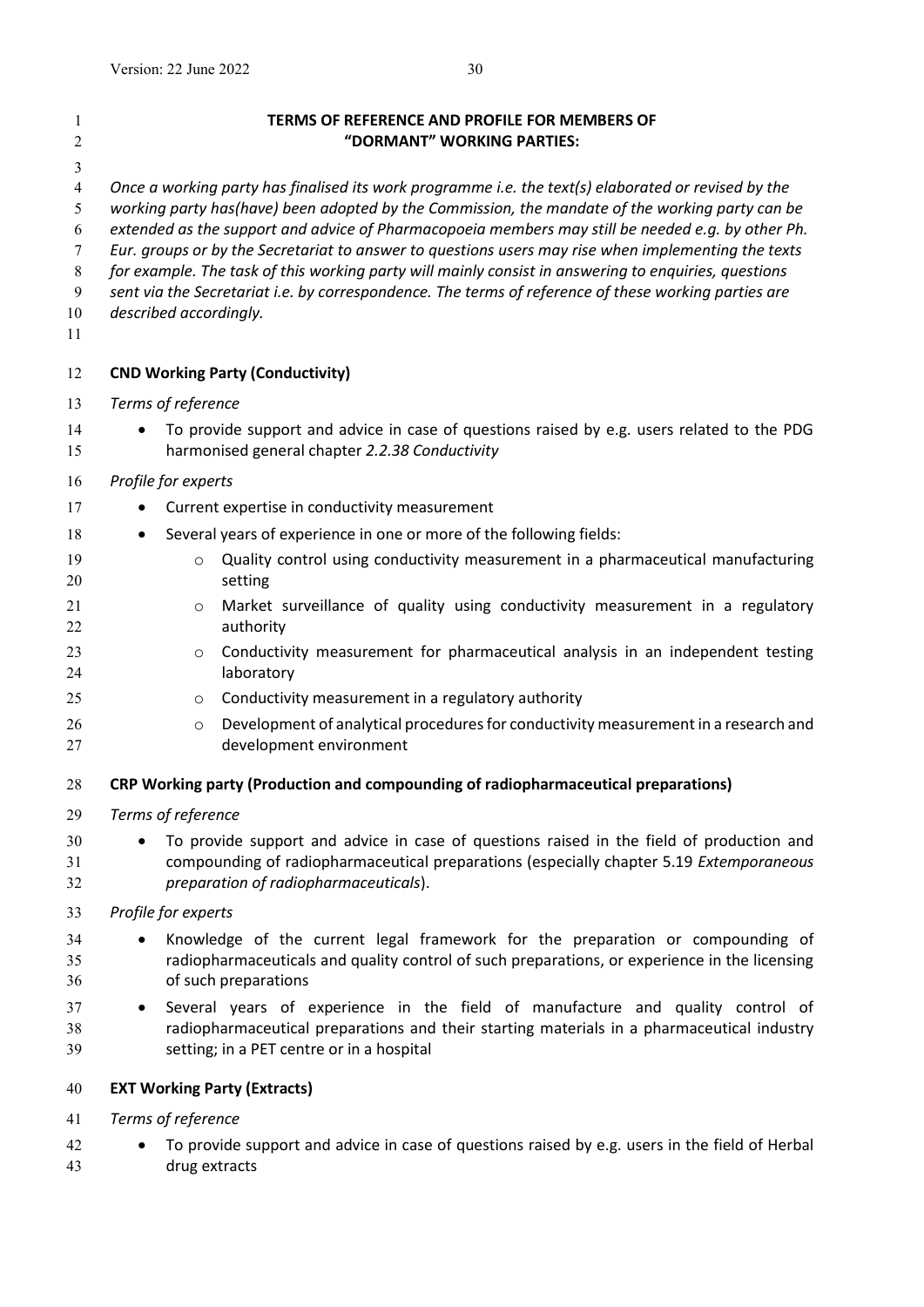## TERMS OF REFERENCE AND PROFILE FOR MEMBERS OF "DORMANT" WORKING PARTIES:

*Once a working party has finalised its work programme i.e. the text(s) elaborated or revised by the working party has(have) been adopted by the Commission, the mandate of the working party can be extended as the support and advice of Pharmacopoeia members may still be needed e.g. by other Ph. Eur. groups or by the Secretariat to answer to questions users may rise when implementing the texts for example. The task of this working party will mainly consist in answering to enquiries, questions sent via the Secretariat i.e. by correspondence. The terms of reference of these working parties are described accordingly.*

### CND Working Party (Conductivity)

*Terms of reference*

- To provide support and advice in case of questions raised by e.g. users related to the PDG harmonised general chapter *2.2.38 Conductivity*

*Profile for experts*

- Current expertise in conductivity measurement
- Several years of experience in one or more of the following fields:
  - Quality control using conductivity measurement in a pharmaceutical manufacturing setting
  - Market surveillance of quality using conductivity measurement in a regulatory authority
  - Conductivity measurement for pharmaceutical analysis in an independent testing laboratory
  - Conductivity measurement in a regulatory authority
  - Development of analytical procedures for conductivity measurement in a research and development environment

### CRP Working party (Production and compounding of radiopharmaceutical preparations)

*Terms of reference*

- To provide support and advice in case of questions raised in the field of production and compounding of radiopharmaceutical preparations (especially chapter 5.19 *Extemporaneous preparation of radiopharmaceuticals*).

*Profile for experts*

- Knowledge of the current legal framework for the preparation or compounding of radiopharmaceuticals and quality control of such preparations, or experience in the licensing of such preparations
- Several years of experience in the field of manufacture and quality control of radiopharmaceutical preparations and their starting materials in a pharmaceutical industry setting; in a PET centre or in a hospital

### EXT Working Party (Extracts)

*Terms of reference*

- To provide support and advice in case of questions raised by e.g. users in the field of Herbal drug extracts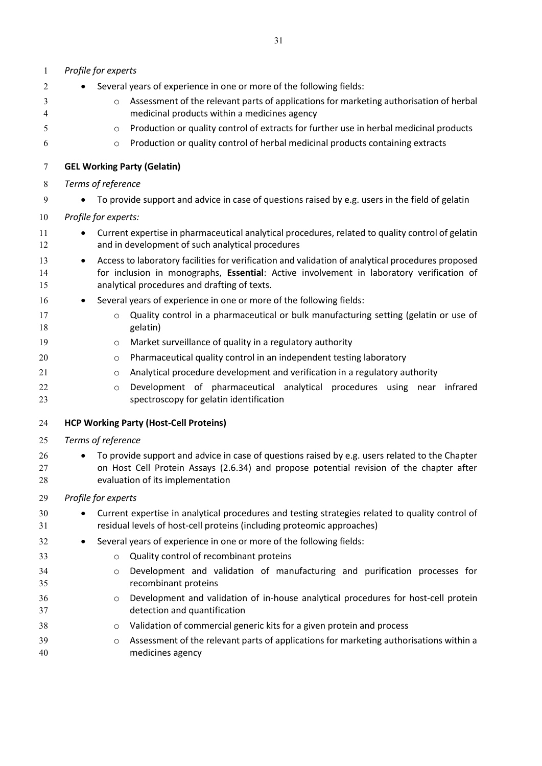*Profile for experts*

- Several years of experience in one or more of the following fields:
    - Assessment of the relevant parts of applications for marketing authorisation of herbal medicinal products within a medicines agency
    - Production or quality control of extracts for further use in herbal medicinal products
    - Production or quality control of herbal medicinal products containing extracts

**GEL Working Party (Gelatin)**

*Terms of reference*

- To provide support and advice in case of questions raised by e.g. users in the field of gelatin

*Profile for experts:*

- Current expertise in pharmaceutical analytical procedures, related to quality control of gelatin and in development of such analytical procedures
- Access to laboratory facilities for verification and validation of analytical procedures proposed for inclusion in monographs, **Essential**: Active involvement in laboratory verification of analytical procedures and drafting of texts.
- Several years of experience in one or more of the following fields:
    - Quality control in a pharmaceutical or bulk manufacturing setting (gelatin or use of gelatin)
    - Market surveillance of quality in a regulatory authority
    - Pharmaceutical quality control in an independent testing laboratory
    - Analytical procedure development and verification in a regulatory authority
    - Development of pharmaceutical analytical procedures using near infrared spectroscopy for gelatin identification

**HCP Working Party (Host-Cell Proteins)**

*Terms of reference*

- To provide support and advice in case of questions raised by e.g. users related to the Chapter on Host Cell Protein Assays (2.6.34) and propose potential revision of the chapter after evaluation of its implementation

*Profile for experts*

- Current expertise in analytical procedures and testing strategies related to quality control of residual levels of host-cell proteins (including proteomic approaches)
- Several years of experience in one or more of the following fields:
    - Quality control of recombinant proteins
    - Development and validation of manufacturing and purification processes for recombinant proteins
    - Development and validation of in-house analytical procedures for host-cell protein detection and quantification
    - Validation of commercial generic kits for a given protein and process
    - Assessment of the relevant parts of applications for marketing authorisations within a medicines agency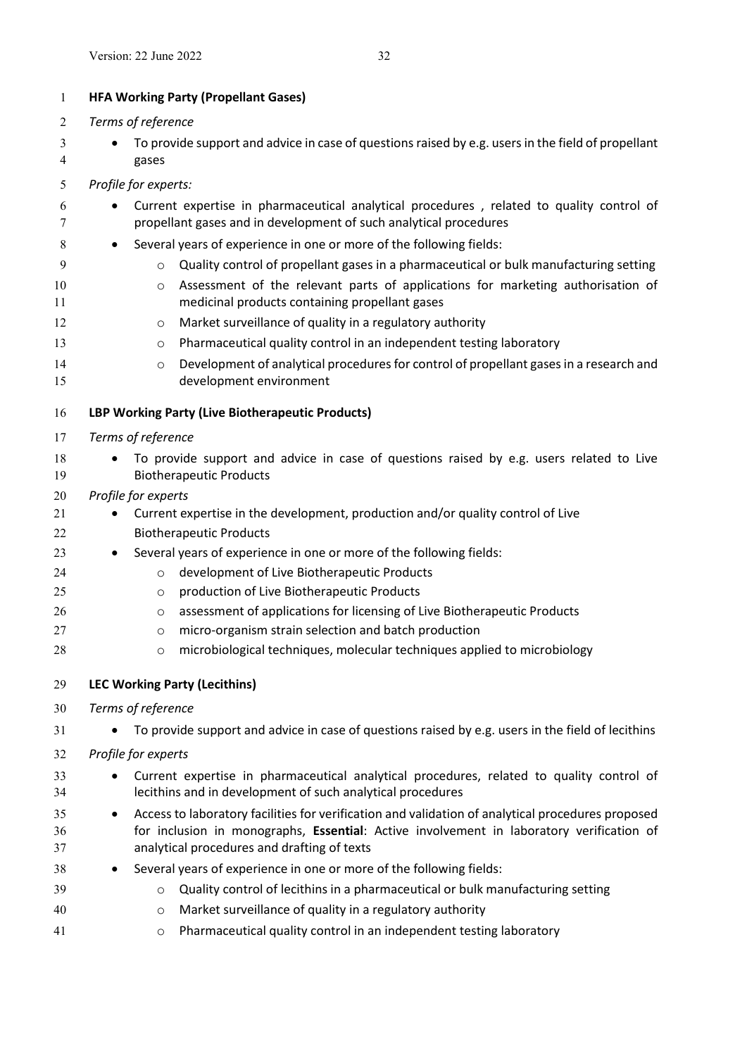**HFA Working Party (Propellant Gases)**

*Terms of reference*

- To provide support and advice in case of questions raised by e.g. users in the field of propellant gases

*Profile for experts:*

- Current expertise in pharmaceutical analytical procedures , related to quality control of propellant gases and in development of such analytical procedures
- Several years of experience in one or more of the following fields:
  - Quality control of propellant gases in a pharmaceutical or bulk manufacturing setting
  - Assessment of the relevant parts of applications for marketing authorisation of medicinal products containing propellant gases
  - Market surveillance of quality in a regulatory authority
  - Pharmaceutical quality control in an independent testing laboratory
  - Development of analytical procedures for control of propellant gases in a research and development environment

**LBP Working Party (Live Biotherapeutic Products)**

*Terms of reference*

- To provide support and advice in case of questions raised by e.g. users related to Live Biotherapeutic Products

*Profile for experts*

- Current expertise in the development, production and/or quality control of Live Biotherapeutic Products
- Several years of experience in one or more of the following fields:
  - development of Live Biotherapeutic Products
  - production of Live Biotherapeutic Products
  - assessment of applications for licensing of Live Biotherapeutic Products
  - micro-organism strain selection and batch production
  - microbiological techniques, molecular techniques applied to microbiology

**LEC Working Party (Lecithins)**

*Terms of reference*

- To provide support and advice in case of questions raised by e.g. users in the field of lecithins

*Profile for experts*

- Current expertise in pharmaceutical analytical procedures, related to quality control of lecithins and in development of such analytical procedures
- Access to laboratory facilities for verification and validation of analytical procedures proposed for inclusion in monographs, **Essential**: Active involvement in laboratory verification of analytical procedures and drafting of texts
- Several years of experience in one or more of the following fields:
  - Quality control of lecithins in a pharmaceutical or bulk manufacturing setting
  - Market surveillance of quality in a regulatory authority
  - Pharmaceutical quality control in an independent testing laboratory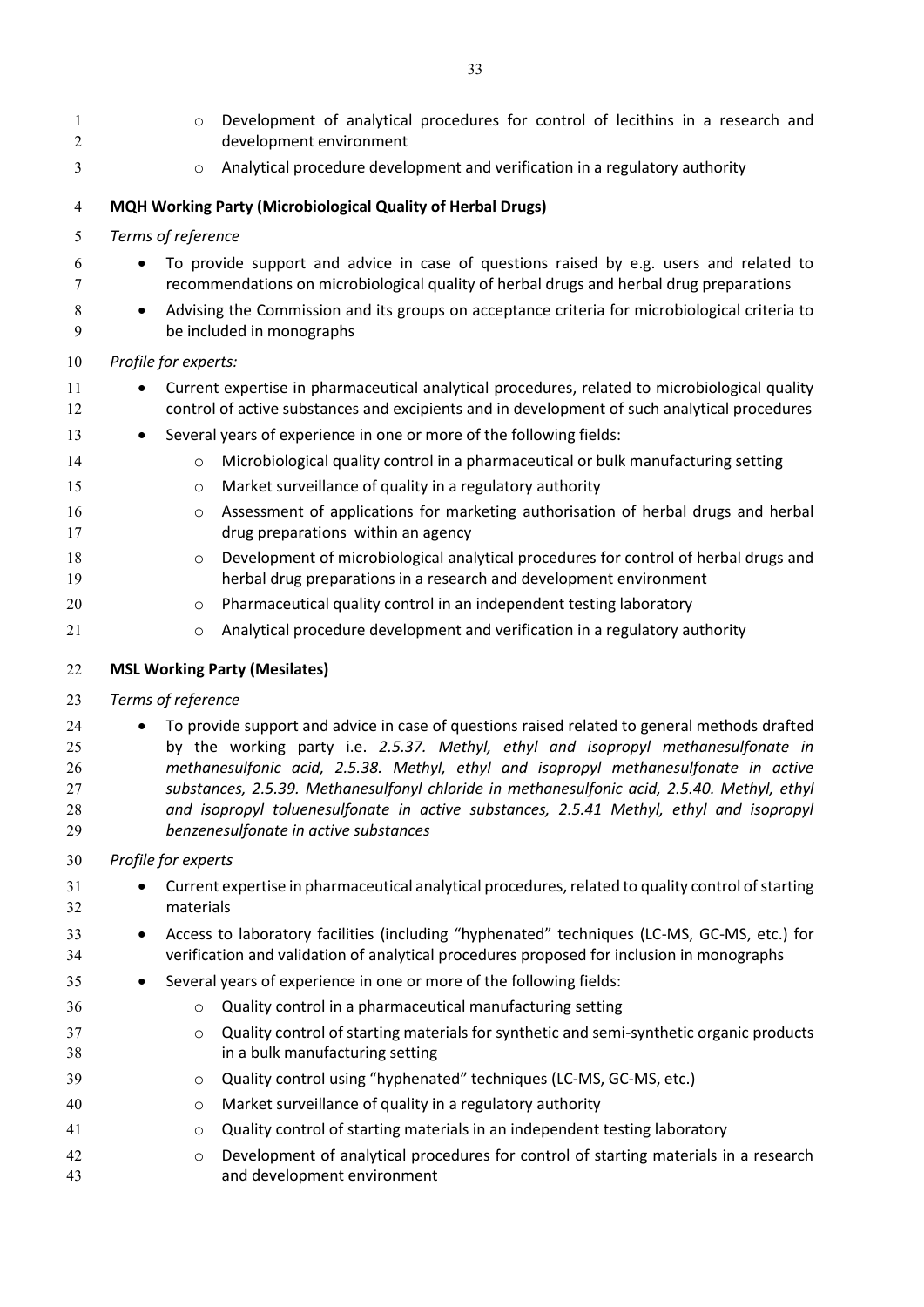- Development of analytical procedures for control of lecithins in a research and development environment
  - Analytical procedure development and verification in a regulatory authority

**MQH Working Party (Microbiological Quality of Herbal Drugs)**

*Terms of reference*

- To provide support and advice in case of questions raised by e.g. users and related to recommendations on microbiological quality of herbal drugs and herbal drug preparations
- Advising the Commission and its groups on acceptance criteria for microbiological criteria to be included in monographs

*Profile for experts:*

- Current expertise in pharmaceutical analytical procedures, related to microbiological quality control of active substances and excipients and in development of such analytical procedures
- Several years of experience in one or more of the following fields:
  - Microbiological quality control in a pharmaceutical or bulk manufacturing setting
  - Market surveillance of quality in a regulatory authority
  - Assessment of applications for marketing authorisation of herbal drugs and herbal drug preparations within an agency
  - Development of microbiological analytical procedures for control of herbal drugs and herbal drug preparations in a research and development environment
  - Pharmaceutical quality control in an independent testing laboratory
  - Analytical procedure development and verification in a regulatory authority

**MSL Working Party (Mesilates)**

*Terms of reference*

- To provide support and advice in case of questions raised related to general methods drafted by the working party i.e. *2.5.37. Methyl, ethyl and isopropyl methanesulfonate in methanesulfonic acid, 2.5.38. Methyl, ethyl and isopropyl methanesulfonate in active substances, 2.5.39. Methanesulfonyl chloride in methanesulfonic acid, 2.5.40. Methyl, ethyl and isopropyl toluenesulfonate in active substances, 2.5.41 Methyl, ethyl and isopropyl benzenesulfonate in active substances*

*Profile for experts*

- Current expertise in pharmaceutical analytical procedures, related to quality control of starting materials
- Access to laboratory facilities (including "hyphenated" techniques (LC-MS, GC-MS, etc.) for verification and validation of analytical procedures proposed for inclusion in monographs
- Several years of experience in one or more of the following fields:
  - Quality control in a pharmaceutical manufacturing setting
  - Quality control of starting materials for synthetic and semi-synthetic organic products in a bulk manufacturing setting
  - Quality control using "hyphenated" techniques (LC-MS, GC-MS, etc.)
  - Market surveillance of quality in a regulatory authority
  - Quality control of starting materials in an independent testing laboratory
  - Development of analytical procedures for control of starting materials in a research and development environment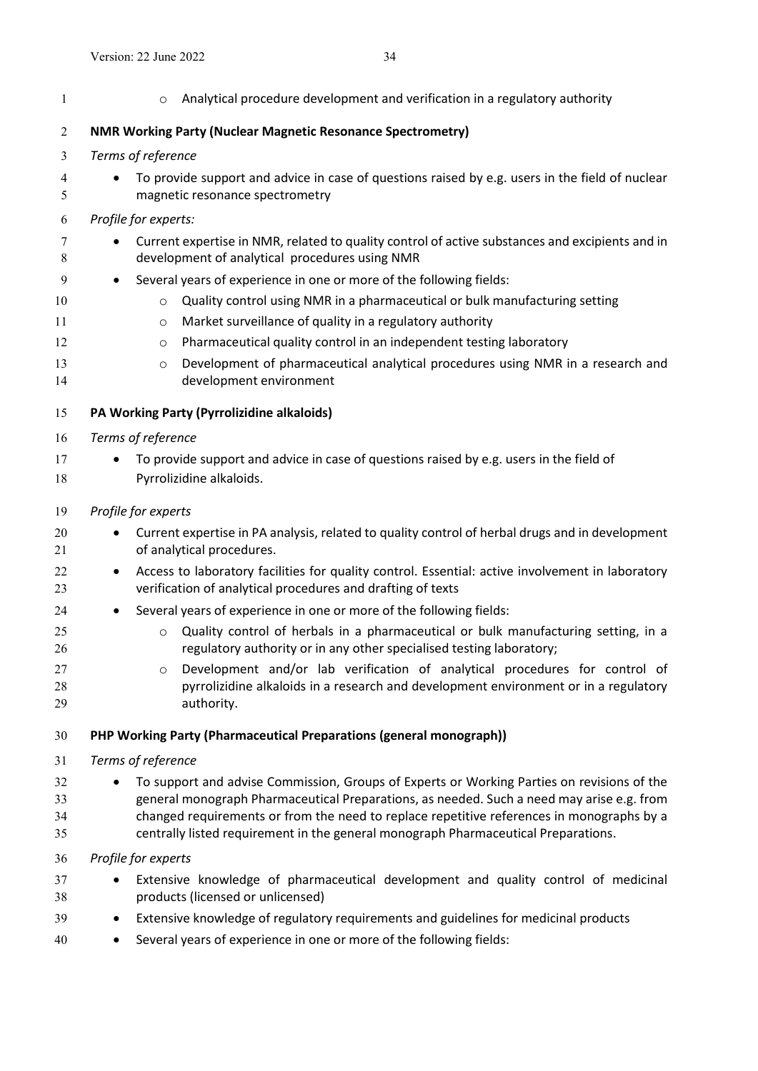- Analytical procedure development and verification in a regulatory authority

**NMR Working Party (Nuclear Magnetic Resonance Spectrometry)**

*Terms of reference*

- To provide support and advice in case of questions raised by e.g. users in the field of nuclear magnetic resonance spectrometry

*Profile for experts:*

- Current expertise in NMR, related to quality control of active substances and excipients and in development of analytical procedures using NMR
- Several years of experience in one or more of the following fields:
  - Quality control using NMR in a pharmaceutical or bulk manufacturing setting
  - Market surveillance of quality in a regulatory authority
  - Pharmaceutical quality control in an independent testing laboratory
  - Development of pharmaceutical analytical procedures using NMR in a research and development environment

**PA Working Party (Pyrrolizidine alkaloids)**

*Terms of reference*

- To provide support and advice in case of questions raised by e.g. users in the field of Pyrrolizidine alkaloids.

*Profile for experts*

- Current expertise in PA analysis, related to quality control of herbal drugs and in development of analytical procedures.
- Access to laboratory facilities for quality control. Essential: active involvement in laboratory verification of analytical procedures and drafting of texts
- Several years of experience in one or more of the following fields:
  - Quality control of herbals in a pharmaceutical or bulk manufacturing setting, in a regulatory authority or in any other specialised testing laboratory;
  - Development and/or lab verification of analytical procedures for control of pyrrolizidine alkaloids in a research and development environment or in a regulatory authority.

**PHP Working Party (Pharmaceutical Preparations (general monograph))**

*Terms of reference*

- To support and advise Commission, Groups of Experts or Working Parties on revisions of the general monograph Pharmaceutical Preparations, as needed. Such a need may arise e.g. from changed requirements or from the need to replace repetitive references in monographs by a centrally listed requirement in the general monograph Pharmaceutical Preparations.

*Profile for experts*

- Extensive knowledge of pharmaceutical development and quality control of medicinal products (licensed or unlicensed)
- Extensive knowledge of regulatory requirements and guidelines for medicinal products
- Several years of experience in one or more of the following fields: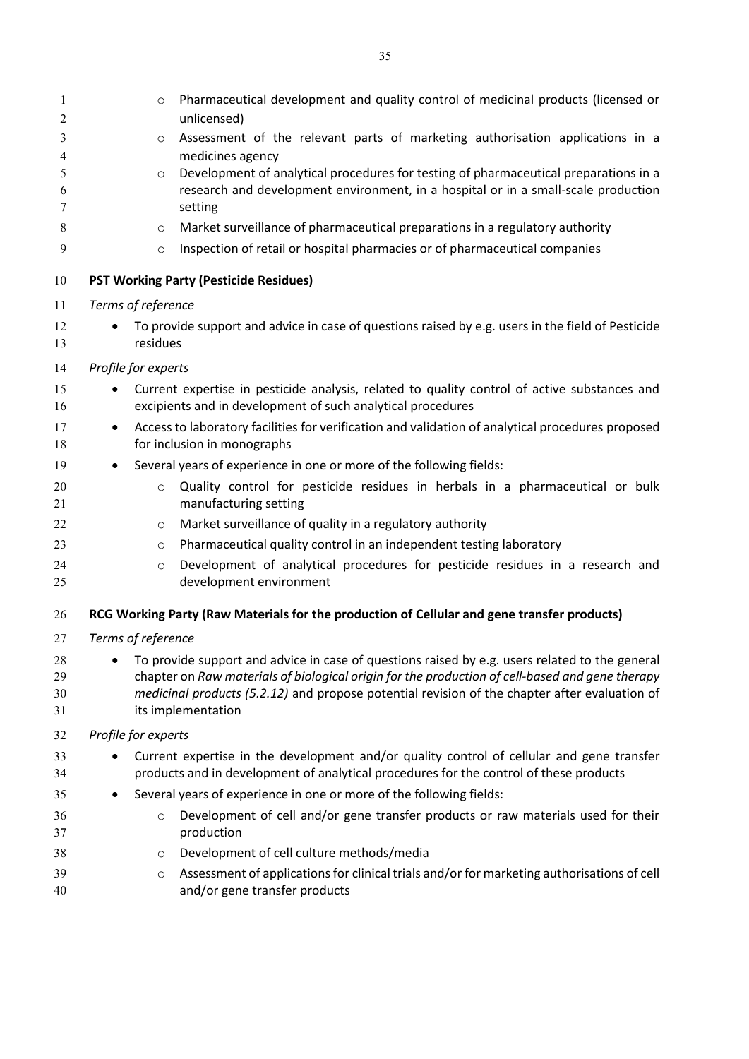- Pharmaceutical development and quality control of medicinal products (licensed or unlicensed)
  - Assessment of the relevant parts of marketing authorisation applications in a medicines agency
  - Development of analytical procedures for testing of pharmaceutical preparations in a research and development environment, in a hospital or in a small-scale production setting
  - Market surveillance of pharmaceutical preparations in a regulatory authority
  - Inspection of retail or hospital pharmacies or of pharmaceutical companies

**PST Working Party (Pesticide Residues)**

*Terms of reference*

- To provide support and advice in case of questions raised by e.g. users in the field of Pesticide residues

*Profile for experts*

- Current expertise in pesticide analysis, related to quality control of active substances and excipients and in development of such analytical procedures
- Access to laboratory facilities for verification and validation of analytical procedures proposed for inclusion in monographs
- Several years of experience in one or more of the following fields:
  - Quality control for pesticide residues in herbals in a pharmaceutical or bulk manufacturing setting
  - Market surveillance of quality in a regulatory authority
  - Pharmaceutical quality control in an independent testing laboratory
  - Development of analytical procedures for pesticide residues in a research and development environment

**RCG Working Party (Raw Materials for the production of Cellular and gene transfer products)**

*Terms of reference*

- To provide support and advice in case of questions raised by e.g. users related to the general chapter on *Raw materials of biological origin for the production of cell-based and gene therapy medicinal products (5.2.12)* and propose potential revision of the chapter after evaluation of its implementation

*Profile for experts*

- Current expertise in the development and/or quality control of cellular and gene transfer products and in development of analytical procedures for the control of these products
- Several years of experience in one or more of the following fields:
  - Development of cell and/or gene transfer products or raw materials used for their production
  - Development of cell culture methods/media
  - Assessment of applications for clinical trials and/or for marketing authorisations of cell and/or gene transfer products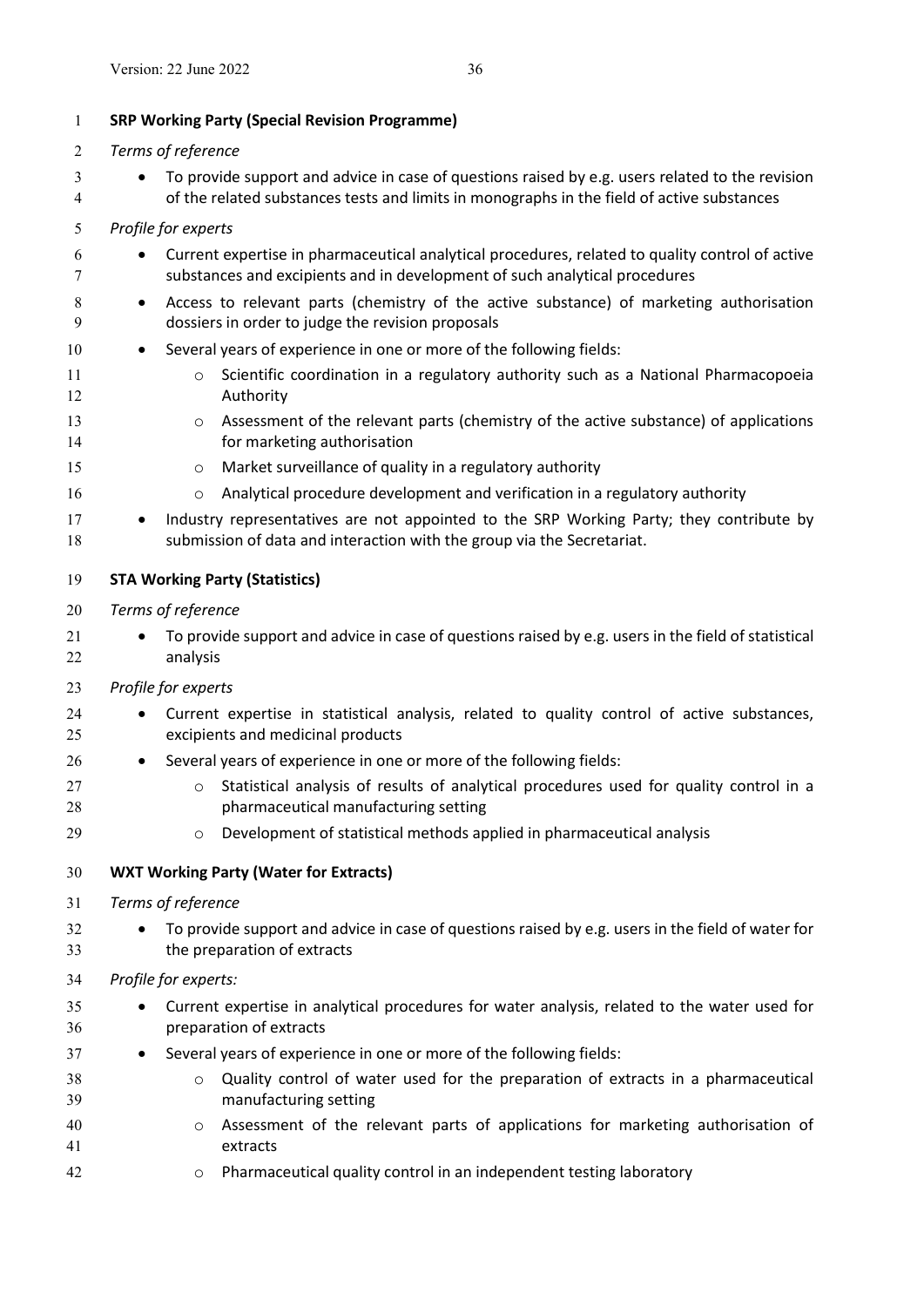**SRP Working Party (Special Revision Programme)**

*Terms of reference*

- To provide support and advice in case of questions raised by e.g. users related to the revision of the related substances tests and limits in monographs in the field of active substances

*Profile for experts*

- Current expertise in pharmaceutical analytical procedures, related to quality control of active substances and excipients and in development of such analytical procedures
- Access to relevant parts (chemistry of the active substance) of marketing authorisation dossiers in order to judge the revision proposals
- Several years of experience in one or more of the following fields:
  - Scientific coordination in a regulatory authority such as a National Pharmacopoeia Authority
  - Assessment of the relevant parts (chemistry of the active substance) of applications for marketing authorisation
  - Market surveillance of quality in a regulatory authority
  - Analytical procedure development and verification in a regulatory authority
- Industry representatives are not appointed to the SRP Working Party; they contribute by submission of data and interaction with the group via the Secretariat.

**STA Working Party (Statistics)**

*Terms of reference*

- To provide support and advice in case of questions raised by e.g. users in the field of statistical analysis

*Profile for experts*

- Current expertise in statistical analysis, related to quality control of active substances, excipients and medicinal products
- Several years of experience in one or more of the following fields:
  - Statistical analysis of results of analytical procedures used for quality control in a pharmaceutical manufacturing setting
  - Development of statistical methods applied in pharmaceutical analysis

**WXT Working Party (Water for Extracts)**

*Terms of reference*

- To provide support and advice in case of questions raised by e.g. users in the field of water for the preparation of extracts

*Profile for experts:*

- Current expertise in analytical procedures for water analysis, related to the water used for preparation of extracts
- Several years of experience in one or more of the following fields:
  - Quality control of water used for the preparation of extracts in a pharmaceutical manufacturing setting
  - Assessment of the relevant parts of applications for marketing authorisation of extracts
  - Pharmaceutical quality control in an independent testing laboratory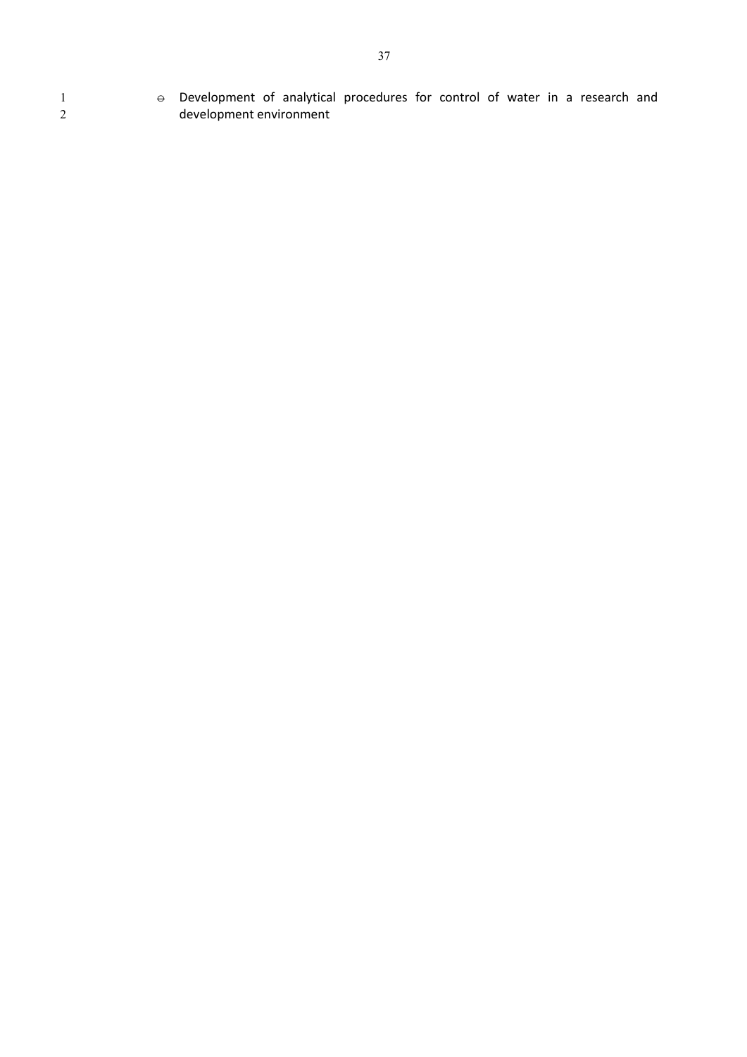- Development of analytical procedures for control of water in a research and development environment